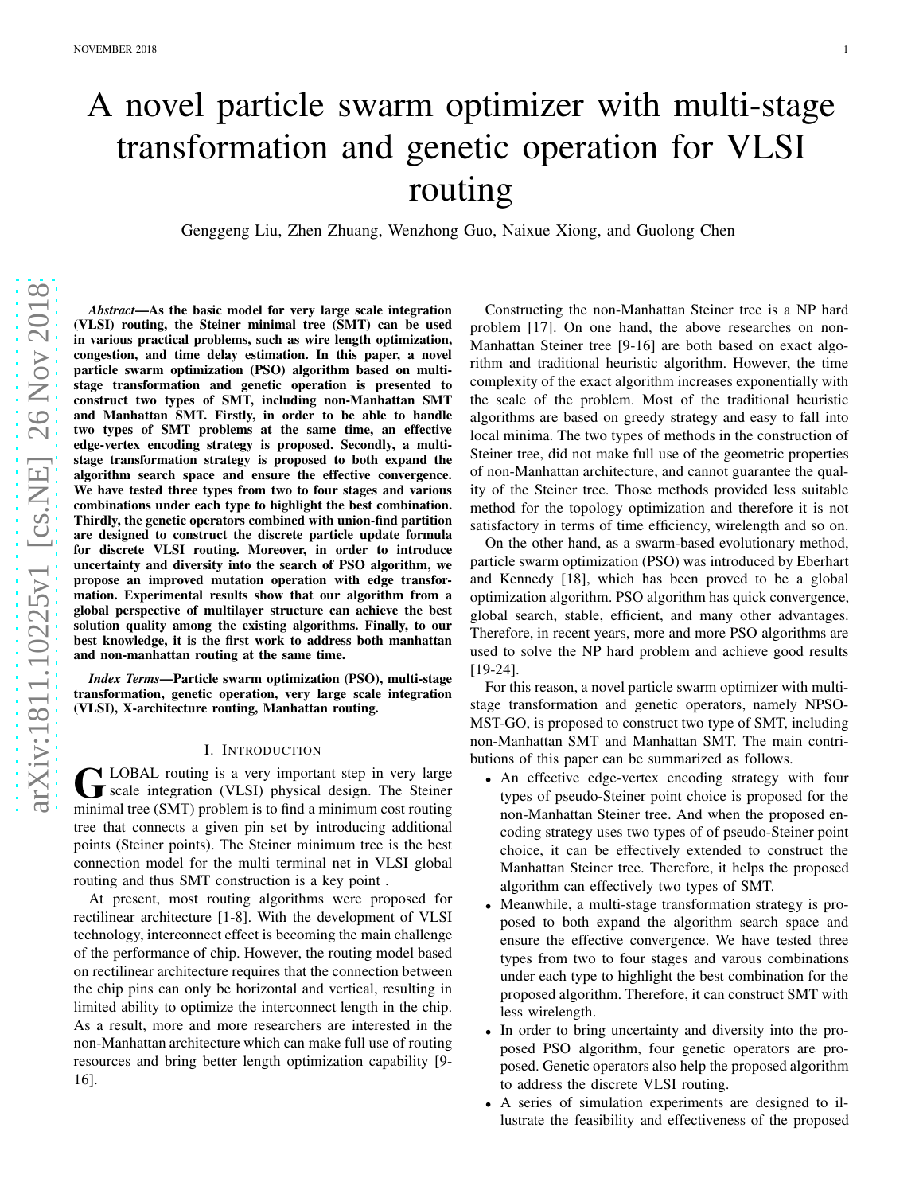# A novel particle swarm optimizer with multi-stage transformation and genetic operation for VLSI routing

Genggeng Liu, Zhen Zhuang, Wenzhong Guo, Naixue Xiong, and Guolong Chen

***Abstract*—As the basic model for very large scale integration (VLSI) routing, the Steiner minimal tree (SMT) can be used in various practical problems, such as wire length optimization, congestion, and time delay estimation. In this paper, a novel particle swarm optimization (PSO) algorithm based on multi-stage transformation and genetic operation is presented to construct two types of SMT, including non-Manhattan SMT and Manhattan SMT. Firstly, in order to be able to handle two types of SMT problems at the same time, an effective edge-vertex encoding strategy is proposed. Secondly, a multi-stage transformation strategy is proposed to both expand the algorithm search space and ensure the effective convergence. We have tested three types from two to four stages and various combinations under each type to highlight the best combination. Thirdly, the genetic operators combined with union-find partition are designed to construct the discrete particle update formula for discrete VLSI routing. Moreover, in order to introduce uncertainty and diversity into the search of PSO algorithm, we propose an improved mutation operation with edge transformation. Experimental results show that our algorithm from a global perspective of multilayer structure can achieve the best solution quality among the existing algorithms. Finally, to our best knowledge, it is the first work to address both manhattan and non-manhattan routing at the same time.**

***Index Terms*—Particle swarm optimization (PSO), multi-stage transformation, genetic operation, very large scale integration (VLSI), X-architecture routing, Manhattan routing.**

## I. Introduction

GLOBAL routing is a very important step in very large scale integration (VLSI) physical design. The Steiner minimal tree (SMT) problem is to find a minimum cost routing tree that connects a given pin set by introducing additional points (Steiner points). The Steiner minimum tree is the best connection model for the multi terminal net in VLSI global routing and thus SMT construction is a key point .

At present, most routing algorithms were proposed for rectilinear architecture [1-8]. With the development of VLSI technology, interconnect effect is becoming the main challenge of the performance of chip. However, the routing model based on rectilinear architecture requires that the connection between the chip pins can only be horizontal and vertical, resulting in limited ability to optimize the interconnect length in the chip. As a result, more and more researchers are interested in the non-Manhattan architecture which can make full use of routing resources and bring better length optimization capability [9-16].

Constructing the non-Manhattan Steiner tree is a NP hard problem [17]. On one hand, the above researches on non-Manhattan Steiner tree [9-16] are both based on exact algorithm and traditional heuristic algorithm. However, the time complexity of the exact algorithm increases exponentially with the scale of the problem. Most of the traditional heuristic algorithms are based on greedy strategy and easy to fall into local minima. The two types of methods in the construction of Steiner tree, did not make full use of the geometric properties of non-Manhattan architecture, and cannot guarantee the quality of the Steiner tree. Those methods provided less suitable method for the topology optimization and therefore it is not satisfactory in terms of time efficiency, wirelength and so on.

On the other hand, as a swarm-based evolutionary method, particle swarm optimization (PSO) was introduced by Eberhart and Kennedy [18], which has been proved to be a global optimization algorithm. PSO algorithm has quick convergence, global search, stable, efficient, and many other advantages. Therefore, in recent years, more and more PSO algorithms are used to solve the NP hard problem and achieve good results [19-24].

For this reason, a novel particle swarm optimizer with multi-stage transformation and genetic operators, namely NPSO-MST-GO, is proposed to construct two type of SMT, including non-Manhattan SMT and Manhattan SMT. The main contributions of this paper can be summarized as follows.

- An effective edge-vertex encoding strategy with four types of pseudo-Steiner point choice is proposed for the non-Manhattan Steiner tree. And when the proposed encoding strategy uses two types of of pseudo-Steiner point choice, it can be effectively extended to construct the Manhattan Steiner tree. Therefore, it helps the proposed algorithm can effectively two types of SMT.
- Meanwhile, a multi-stage transformation strategy is proposed to both expand the algorithm search space and ensure the effective convergence. We have tested three types from two to four stages and varous combinations under each type to highlight the best combination for the proposed algorithm. Therefore, it can construct SMT with less wirelength.
- In order to bring uncertainty and diversity into the proposed PSO algorithm, four genetic operators are proposed. Genetic operators also help the proposed algorithm to address the discrete VLSI routing.
- A series of simulation experiments are designed to illustrate the feasibility and effectiveness of the proposed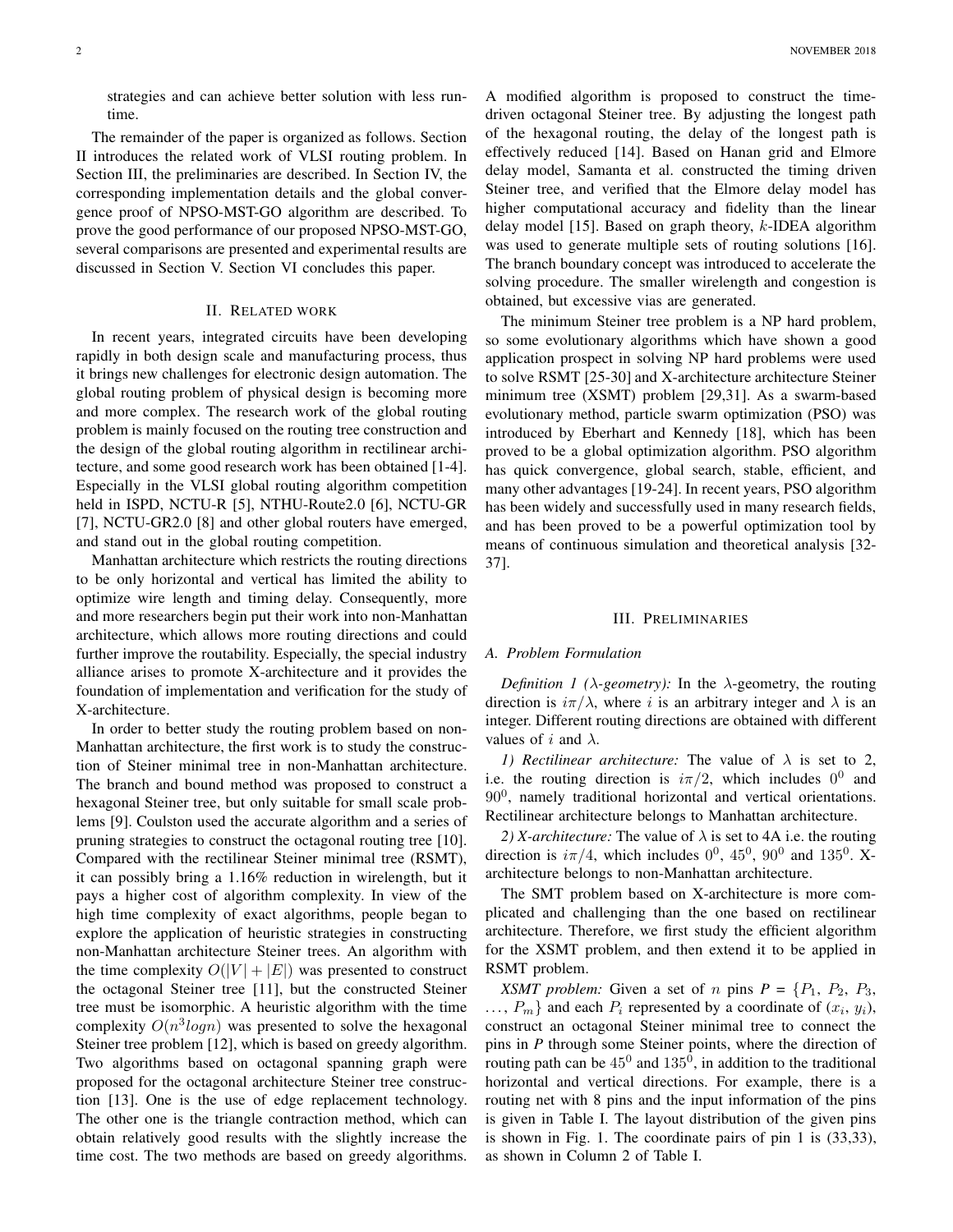strategies and can achieve better solution with less runtime.

The remainder of the paper is organized as follows. Section II introduces the related work of VLSI routing problem. In Section III, the preliminaries are described. In Section IV, the corresponding implementation details and the global convergence proof of NPSO-MST-GO algorithm are described. To prove the good performance of our proposed NPSO-MST-GO, several comparisons are presented and experimental results are discussed in Section V. Section VI concludes this paper.

## II. Related work

In recent years, integrated circuits have been developing rapidly in both design scale and manufacturing process, thus it brings new challenges for electronic design automation. The global routing problem of physical design is becoming more and more complex. The research work of the global routing problem is mainly focused on the routing tree construction and the design of the global routing algorithm in rectilinear architecture, and some good research work has been obtained [1-4]. Especially in the VLSI global routing algorithm competition held in ISPD, NCTU-R [5], NTHU-Route2.0 [6], NCTU-GR [7], NCTU-GR2.0 [8] and other global routers have emerged, and stand out in the global routing competition.

Manhattan architecture which restricts the routing directions to be only horizontal and vertical has limited the ability to optimize wire length and timing delay. Consequently, more and more researchers begin put their work into non-Manhattan architecture, which allows more routing directions and could further improve the routability. Especially, the special industry alliance arises to promote X-architecture and it provides the foundation of implementation and verification for the study of X-architecture.

In order to better study the routing problem based on non-Manhattan architecture, the first work is to study the construction of Steiner minimal tree in non-Manhattan architecture. The branch and bound method was proposed to construct a hexagonal Steiner tree, but only suitable for small scale problems [9]. Coulston used the accurate algorithm and a series of pruning strategies to construct the octagonal routing tree [10]. Compared with the rectilinear Steiner minimal tree (RSMT), it can possibly bring a 1.16% reduction in wirelength, but it pays a higher cost of algorithm complexity. In view of the high time complexity of exact algorithms, people began to explore the application of heuristic strategies in constructing non-Manhattan architecture Steiner trees. An algorithm with the time complexity $O(|V|+|E|)$ was presented to construct the octagonal Steiner tree [11], but the constructed Steiner tree must be isomorphic. A heuristic algorithm with the time complexity $O(n^3 logn)$ was presented to solve the hexagonal Steiner tree problem [12], which is based on greedy algorithm. Two algorithms based on octagonal spanning graph were proposed for the octagonal architecture Steiner tree construction [13]. One is the use of edge replacement technology. The other one is the triangle contraction method, which can obtain relatively good results with the slightly increase the time cost. The two methods are based on greedy algorithms. A modified algorithm is proposed to construct the time-driven octagonal Steiner tree. By adjusting the longest path of the hexagonal routing, the delay of the longest path is effectively reduced [14]. Based on Hanan grid and Elmore delay model, Samanta et al. constructed the timing driven Steiner tree, and verified that the Elmore delay model has higher computational accuracy and fidelity than the linear delay model [15]. Based on graph theory, $k$-IDEA algorithm was used to generate multiple sets of routing solutions [16]. The branch boundary concept was introduced to accelerate the solving procedure. The smaller wirelength and congestion is obtained, but excessive vias are generated.

The minimum Steiner tree problem is a NP hard problem, so some evolutionary algorithms which have shown a good application prospect in solving NP hard problems were used to solve RSMT [25-30] and X-architecture architecture Steiner minimum tree (XSMT) problem [29,31]. As a swarm-based evolutionary method, particle swarm optimization (PSO) was introduced by Eberhart and Kennedy [18], which has been proved to be a global optimization algorithm. PSO algorithm has quick convergence, global search, stable, efficient, and many other advantages [19-24]. In recent years, PSO algorithm has been widely and successfully used in many research fields, and has been proved to be a powerful optimization tool by means of continuous simulation and theoretical analysis [32-37].

## III. Preliminaries

### A. Problem Formulation

*Definition 1 ($\lambda$-geometry):* In the $\lambda$-geometry, the routing direction is $i\pi/\lambda$, where $i$ is an arbitrary integer and $\lambda$ is an integer. Different routing directions are obtained with different values of $i$ and $\lambda$.

*1) Rectilinear architecture:* The value of $\lambda$ is set to 2, i.e. the routing direction is $i\pi/2$, which includes $0^0$ and $90^0$, namely traditional horizontal and vertical orientations. Rectilinear architecture belongs to Manhattan architecture.

*2) X-architecture:* The value of $\lambda$ is set to 4A i.e. the routing direction is $i\pi/4$, which includes $0^0$, $45^0$, $90^0$ and $135^0$. X-architecture belongs to non-Manhattan architecture.

The SMT problem based on X-architecture is more complicated and challenging than the one based on rectilinear architecture. Therefore, we first study the efficient algorithm for the XSMT problem, and then extend it to be applied in RSMT problem.

*XSMT problem:* Given a set of $n$ pins ***P*** = $\{P_1, P_2, P_3, \ldots, P_m\}$ and each $P_i$ represented by a coordinate of $(x_i, y_i)$, construct an octagonal Steiner minimal tree to connect the pins in ***P*** through some Steiner points, where the direction of routing path can be $45^0$ and $135^0$, in addition to the traditional horizontal and vertical directions. For example, there is a routing net with 8 pins and the input information of the pins is given in Table I. The layout distribution of the given pins is shown in Fig. 1. The coordinate pairs of pin 1 is (33,33), as shown in Column 2 of Table I.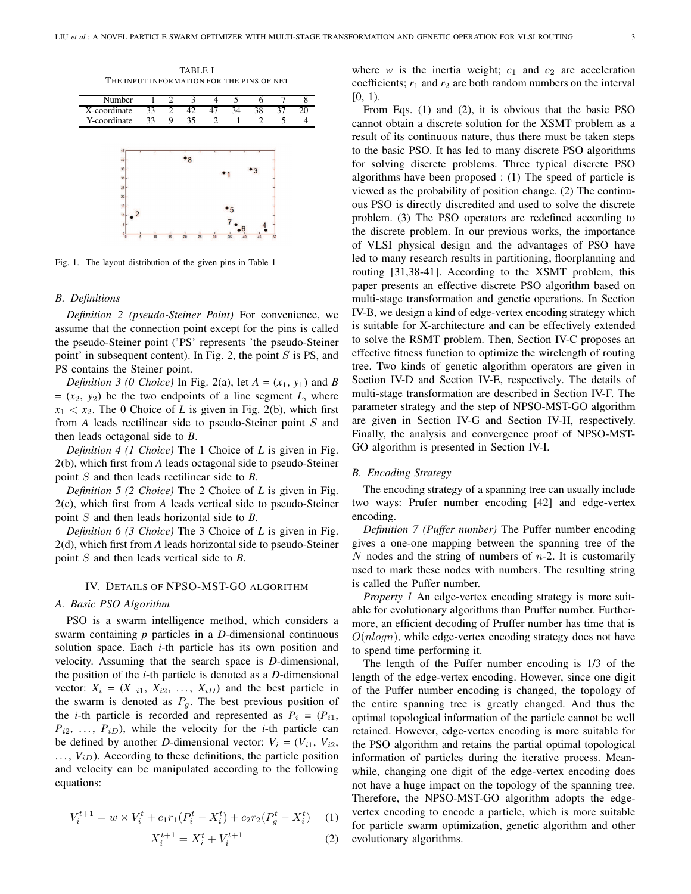TABLE I
THE INPUT INFORMATION FOR THE PINS OF NET

| Number | 1 | 2 | 3 | 4 | 5 | 6 | 7 | 8 |
|---|---|---|---|---|---|---|---|---|
| X-coordinate | 33 | 2 | 42 | 47 | 34 | 38 | 37 | 20 |
| Y-coordinate | 33 | 9 | 35 | 2 | 1 | 2 | 5 | 4 |

Fig. 1. The layout distribution of the given pins in Table 1

### B. Definitions

*Definition 2 (pseudo-Steiner Point)* For convenience, we assume that the connection point except for the pins is called the pseudo-Steiner point ('PS' represents 'the pseudo-Steiner point' in subsequent content). In Fig. 2, the point $S$ is PS, and PS contains the Steiner point.

*Definition 3 (0 Choice)* In Fig. 2(a), let $A$ = ($x_1$, $y_1$) and *B* = ($x_2$, $y_2$) be the two endpoints of a line segment $L$, where $x_1 < x_2$. The 0 Choice of $L$ is given in Fig. 2(b), which first from *A* leads rectilinear side to pseudo-Steiner point $S$ and then leads octagonal side to *B*.

*Definition 4 (1 Choice)* The 1 Choice of $L$ is given in Fig. 2(b), which first from *A* leads octagonal side to pseudo-Steiner point $S$ and then leads rectilinear side to *B*.

*Definition 5 (2 Choice)* The 2 Choice of $L$ is given in Fig. 2(c), which first from *A* leads vertical side to pseudo-Steiner point $S$ and then leads horizontal side to *B*.

*Definition 6 (3 Choice)* The 3 Choice of $L$ is given in Fig. 2(d), which first from *A* leads horizontal side to pseudo-Steiner point $S$ and then leads vertical side to *B*.

## IV. Details of NPSO-MST-GO algorithm

### A. Basic PSO Algorithm

PSO is a swarm intelligence method, which considers a swarm containing *p* particles in a *D*-dimensional continuous solution space. Each *i*-th particle has its own position and velocity. Assuming that the search space is *D*-dimensional, the position of the *i*-th particle is denoted as a *D*-dimensional vector: $X_i$ = ($X_{i1}$, $X_{i2}$, ..., $X_{iD}$) and the best particle in the swarm is denoted as $P_g$. The best previous position of the *i*-th particle is recorded and represented as $P_i$ = ($P_{i1}$, $P_{i2}$, ..., $P_{iD}$), while the velocity for the *i*-th particle can be defined by another *D*-dimensional vector: $V_i$ = ($V_{i1}$, $V_{i2}$, ..., $V_{iD}$). According to these definitions, the particle position and velocity can be manipulated according to the following equations:

$$V_i^{t+1} = w \times V_i^t + c_1 r_1 (P_i^t - X_i^t) + c_2 r_2 (P_g^t - X_i^t) \quad (1)$$

$$X_i^{t+1} = X_i^t + V_i^{t+1} \quad (2)$$

where $w$ is the inertia weight; $c_1$ and $c_2$ are acceleration coefficients; $r_1$ and $r_2$ are both random numbers on the interval [0, 1).

From Eqs. (1) and (2), it is obvious that the basic PSO cannot obtain a discrete solution for the XSMT problem as a result of its continuous nature, thus there must be taken steps to the basic PSO. It has led to many discrete PSO algorithms for solving discrete problems. Three typical discrete PSO algorithms have been proposed : (1) The speed of particle is viewed as the probability of position change. (2) The continuous PSO is directly discredited and used to solve the discrete problem. (3) The PSO operators are redefined according to the discrete problem. In our previous works, the importance of VLSI physical design and the advantages of PSO have led to many research results in partitioning, floorplanning and routing [31,38-41]. According to the XSMT problem, this paper presents an effective discrete PSO algorithm based on multi-stage transformation and genetic operations. In Section IV-B, we design a kind of edge-vertex encoding strategy which is suitable for X-architecture and can be effectively extended to solve the RSMT problem. Then, Section IV-C proposes an effective fitness function to optimize the wirelength of routing tree. Two kinds of genetic algorithm operators are given in Section IV-D and Section IV-E, respectively. The details of multi-stage transformation are described in Section IV-F. The parameter strategy and the step of NPSO-MST-GO algorithm are given in Section IV-G and Section IV-H, respectively. Finally, the analysis and convergence proof of NPSO-MST-GO algorithm is presented in Section IV-I.

### B. Encoding Strategy

The encoding strategy of a spanning tree can usually include two ways: Prufer number encoding [42] and edge-vertex encoding.

*Definition 7 (Puffer number)* The Puffer number encoding gives a one-one mapping between the spanning tree of the $N$ nodes and the string of numbers of $n$-2. It is customarily used to mark these nodes with numbers. The resulting string is called the Puffer number.

*Property 1* An edge-vertex encoding strategy is more suitable for evolutionary algorithms than Pruffer number. Furthermore, an efficient decoding of Pruffer number has time that is $O(nlogn)$, while edge-vertex encoding strategy does not have to spend time performing it.

The length of the Puffer number encoding is 1/3 of the length of the edge-vertex encoding. However, since one digit of the Puffer number encoding is changed, the topology of the entire spanning tree is greatly changed. And thus the optimal topological information of the particle cannot be well retained. However, edge-vertex encoding is more suitable for the PSO algorithm and retains the partial optimal topological information of particles during the iterative process. Meanwhile, changing one digit of the edge-vertex encoding does not have a huge impact on the topology of the spanning tree. Therefore, the NPSO-MST-GO algorithm adopts the edge-vertex encoding to encode a particle, which is more suitable for particle swarm optimization, genetic algorithm and other evolutionary algorithms.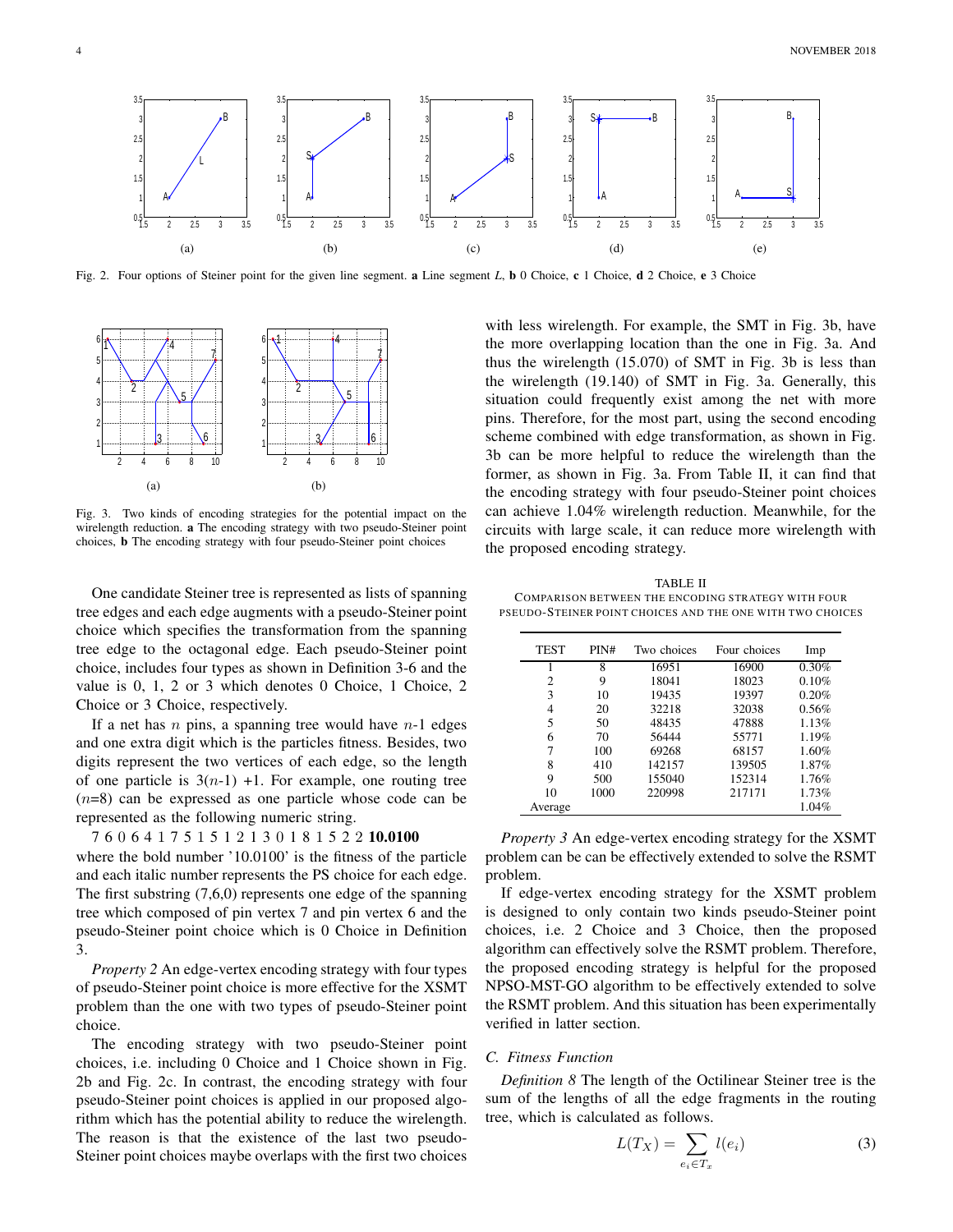Fig. 2. Four options of Steiner point for the given line segment. **a** Line segment $L$, **b** 0 Choice, **c** 1 Choice, **d** 2 Choice, **e** 3 Choice

Fig. 3. Two kinds of encoding strategies for the potential impact on the wirelength reduction. **a** The encoding strategy with two pseudo-Steiner point choices, **b** The encoding strategy with four pseudo-Steiner point choices

One candidate Steiner tree is represented as lists of spanning tree edges and each edge augments with a pseudo-Steiner point choice which specifies the transformation from the spanning tree edge to the octagonal edge. Each pseudo-Steiner point choice, includes four types as shown in Definition 3-6 and the value is 0, 1, 2 or 3 which denotes 0 Choice, 1 Choice, 2 Choice or 3 Choice, respectively.

If a net has $n$ pins, a spanning tree would have $n$-1 edges and one extra digit which is the particles fitness. Besides, two digits represent the two vertices of each edge, so the length of one particle is 3($n$-1) +1. For example, one routing tree ($n$=8) can be expressed as one particle whose code can be represented as the following numeric string.

7 6 0 6 4 1 7 5 1 5 1 2 1 3 0 1 8 1 5 2 2 **10.0100**

where the bold number '10.0100' is the fitness of the particle and each italic number represents the PS choice for each edge. The first substring (7,6,0) represents one edge of the spanning tree which composed of pin vertex 7 and pin vertex 6 and the pseudo-Steiner point choice which is 0 Choice in Definition 3.

*Property 2* An edge-vertex encoding strategy with four types of pseudo-Steiner point choice is more effective for the XSMT problem than the one with two types of pseudo-Steiner point choice.

The encoding strategy with two pseudo-Steiner point choices, i.e. including 0 Choice and 1 Choice shown in Fig. 2b and Fig. 2c. In contrast, the encoding strategy with four pseudo-Steiner point choices is applied in our proposed algorithm which has the potential ability to reduce the wirelength. The reason is that the existence of the last two pseudo-Steiner point choices maybe overlaps with the first two choices with less wirelength. For example, the SMT in Fig. 3b, have the more overlapping location than the one in Fig. 3a. And thus the wirelength (15.070) of SMT in Fig. 3b is less than the wirelength (19.140) of SMT in Fig. 3a. Generally, this situation could frequently exist among the net with more pins. Therefore, for the most part, using the second encoding scheme combined with edge transformation, as shown in Fig. 3b can be more helpful to reduce the wirelength than the former, as shown in Fig. 3a. From Table II, it can find that the encoding strategy with four pseudo-Steiner point choices can achieve 1.04% wirelength reduction. Meanwhile, for the circuits with large scale, it can reduce more wirelength with the proposed encoding strategy.

TABLE II
COMPARISON BETWEEN THE ENCODING STRATEGY WITH FOUR PSEUDO-STEINER POINT CHOICES AND THE ONE WITH TWO CHOICES

| TEST | PIN# | Two choices | Four choices | Imp |
|---|---|---|---|---|
| 1 | 8 | 16951 | 16900 | 0.30% |
| 2 | 9 | 18041 | 18023 | 0.10% |
| 3 | 10 | 19435 | 19397 | 0.20% |
| 4 | 20 | 32218 | 32038 | 0.56% |
| 5 | 50 | 48435 | 47888 | 1.13% |
| 6 | 70 | 56444 | 55771 | 1.19% |
| 7 | 100 | 69268 | 68157 | 1.60% |
| 8 | 410 | 142157 | 139505 | 1.87% |
| 9 | 500 | 155040 | 152314 | 1.76% |
| 10 | 1000 | 220998 | 217171 | 1.73% |
| Average | | | | 1.04% |

*Property 3* An edge-vertex encoding strategy for the XSMT problem can be can be effectively extended to solve the RSMT problem.

If edge-vertex encoding strategy for the XSMT problem is designed to only contain two kinds pseudo-Steiner point choices, i.e. 2 Choice and 3 Choice, then the proposed algorithm can effectively solve the RSMT problem. Therefore, the proposed encoding strategy is helpful for the proposed NPSO-MST-GO algorithm to be effectively extended to solve the RSMT problem. And this situation has been experimentally verified in latter section.

### C. Fitness Function

*Definition 8* The length of the Octilinear Steiner tree is the sum of the lengths of all the edge fragments in the routing tree, which is calculated as follows.

$$L(T_X) = \sum_{e_i \in T_x} l(e_i) \tag{3}$$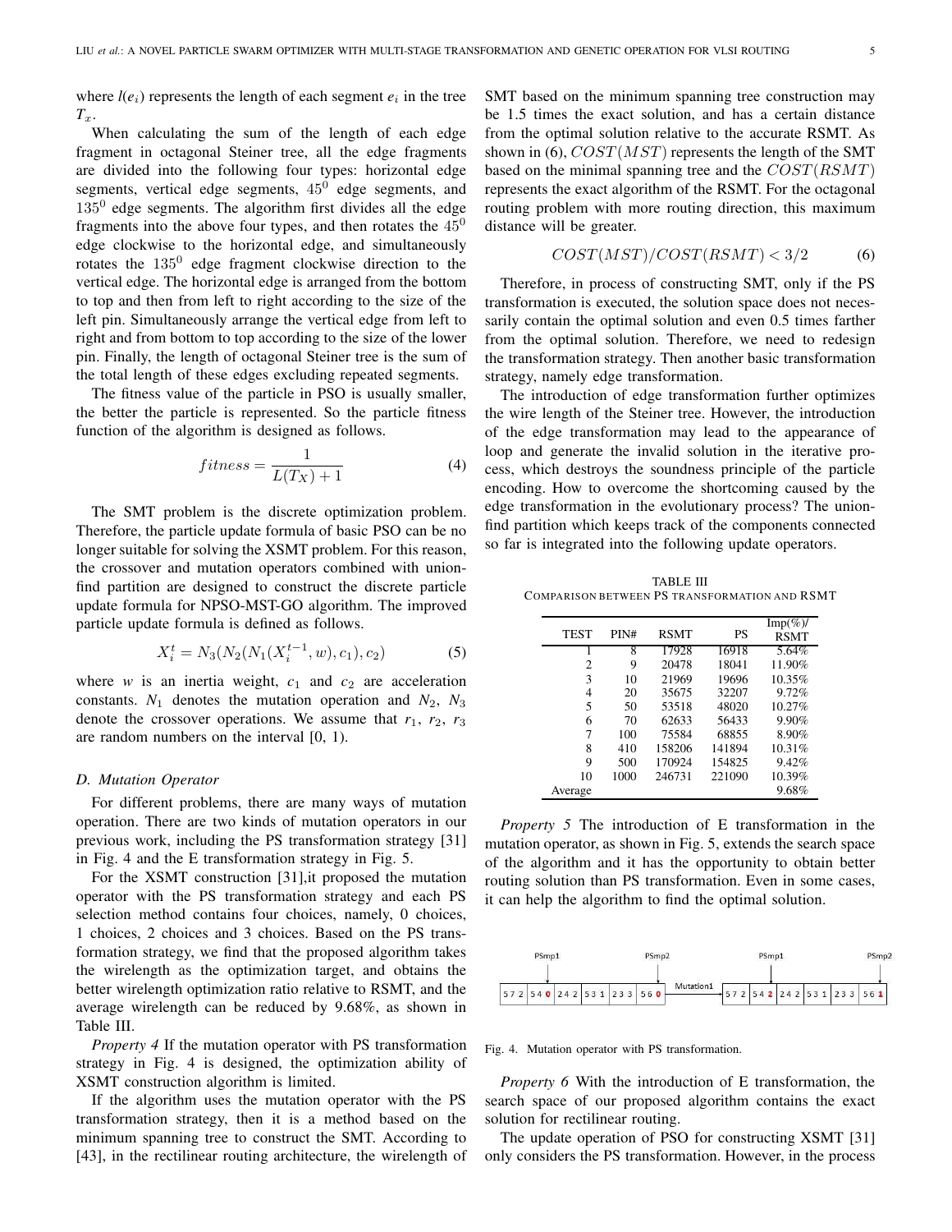where $l(e_i)$ represents the length of each segment $e_i$ in the tree $T_x$.

When calculating the sum of the length of each edge fragment in octagonal Steiner tree, all the edge fragments are divided into the following four types: horizontal edge segments, vertical edge segments, $45^0$ edge segments, and $135^0$ edge segments. The algorithm first divides all the edge fragments into the above four types, and then rotates the $45^0$ edge clockwise to the horizontal edge, and simultaneously rotates the $135^0$ edge fragment clockwise direction to the vertical edge. The horizontal edge is arranged from the bottom to top and then from left to right according to the size of the left pin. Simultaneously arrange the vertical edge from left to right and from bottom to top according to the size of the lower pin. Finally, the length of octagonal Steiner tree is the sum of the total length of these edges excluding repeated segments.

The fitness value of the particle in PSO is usually smaller, the better the particle is represented. So the particle fitness function of the algorithm is designed as follows.

$$fitness = \frac{1}{L(T_X) + 1} \tag{4}$$

The SMT problem is the discrete optimization problem. Therefore, the particle update formula of basic PSO can be no longer suitable for solving the XSMT problem. For this reason, the crossover and mutation operators combined with union-find partition are designed to construct the discrete particle update formula for NPSO-MST-GO algorithm. The improved particle update formula is defined as follows.

$$X_i^t = N_3(N_2(N_1(X_i^{t-1}, w), c_1), c_2) \tag{5}$$

where $w$ is an inertia weight, $c_1$ and $c_2$ are acceleration constants. $N_1$ denotes the mutation operation and $N_2$, $N_3$ denote the crossover operations. We assume that $r_1$, $r_2$, $r_3$ are random numbers on the interval [0, 1).

### D. Mutation Operator

For different problems, there are many ways of mutation operation. There are two kinds of mutation operators in our previous work, including the PS transformation strategy [31] in Fig. 4 and the E transformation strategy in Fig. 5.

For the XSMT construction [31],it proposed the mutation operator with the PS transformation strategy and each PS selection method contains four choices, namely, 0 choices, 1 choices, 2 choices and 3 choices. Based on the PS transformation strategy, we find that the proposed algorithm takes the wirelength as the optimization target, and obtains the better wirelength optimization ratio relative to RSMT, and the average wirelength can be reduced by 9.68%, as shown in Table III.

*Property 4* If the mutation operator with PS transformation strategy in Fig. 4 is designed, the optimization ability of XSMT construction algorithm is limited.

If the algorithm uses the mutation operator with the PS transformation strategy, then it is a method based on the minimum spanning tree to construct the SMT. According to [43], in the rectilinear routing architecture, the wirelength of SMT based on the minimum spanning tree construction may be 1.5 times the exact solution, and has a certain distance from the optimal solution relative to the accurate RSMT. As shown in (6), $COST(MST)$ represents the length of the SMT based on the minimal spanning tree and the $COST(RSMT)$ represents the exact algorithm of the RSMT. For the octagonal routing problem with more routing direction, this maximum distance will be greater.

$$COST(MST)/COST(RSMT) < 3/2 \tag{6}$$

Therefore, in process of constructing SMT, only if the PS transformation is executed, the solution space does not necessarily contain the optimal solution and even 0.5 times farther from the optimal solution. Therefore, we need to redesign the transformation strategy. Then another basic transformation strategy, namely edge transformation.

The introduction of edge transformation further optimizes the wire length of the Steiner tree. However, the introduction of the edge transformation may lead to the appearance of loop and generate the invalid solution in the iterative process, which destroys the soundness principle of the particle encoding. How to overcome the shortcoming caused by the edge transformation in the evolutionary process? The union-find partition which keeps track of the components connected so far is integrated into the following update operators.

TABLE III
COMPARISON BETWEEN PS TRANSFORMATION AND RSMT

| TEST | PIN# | RSMT | PS | Imp(%)/ RSMT |
|---|---|---|---|---|
| 1 | 8 | 17928 | 16918 | 5.64% |
| 2 | 9 | 20478 | 18041 | 11.90% |
| 3 | 10 | 21969 | 19696 | 10.35% |
| 4 | 20 | 35675 | 32207 | 9.72% |
| 5 | 50 | 53518 | 48020 | 10.27% |
| 6 | 70 | 62633 | 56433 | 9.90% |
| 7 | 100 | 75584 | 68855 | 8.90% |
| 8 | 410 | 158206 | 141894 | 10.31% |
| 9 | 500 | 170924 | 154825 | 9.42% |
| 10 | 1000 | 246731 | 221090 | 10.39% |
| Average | | | | 9.68% |

*Property 5* The introduction of E transformation in the mutation operator, as shown in Fig. 5, extends the search space of the algorithm and it has the opportunity to obtain better routing solution than PS transformation. Even in some cases, it can help the algorithm to find the optimal solution.

Fig. 4. Mutation operator with PS transformation.

*Property 6* With the introduction of E transformation, the search space of our proposed algorithm contains the exact solution for rectilinear routing.

The update operation of PSO for constructing XSMT [31] only considers the PS transformation. However, in the process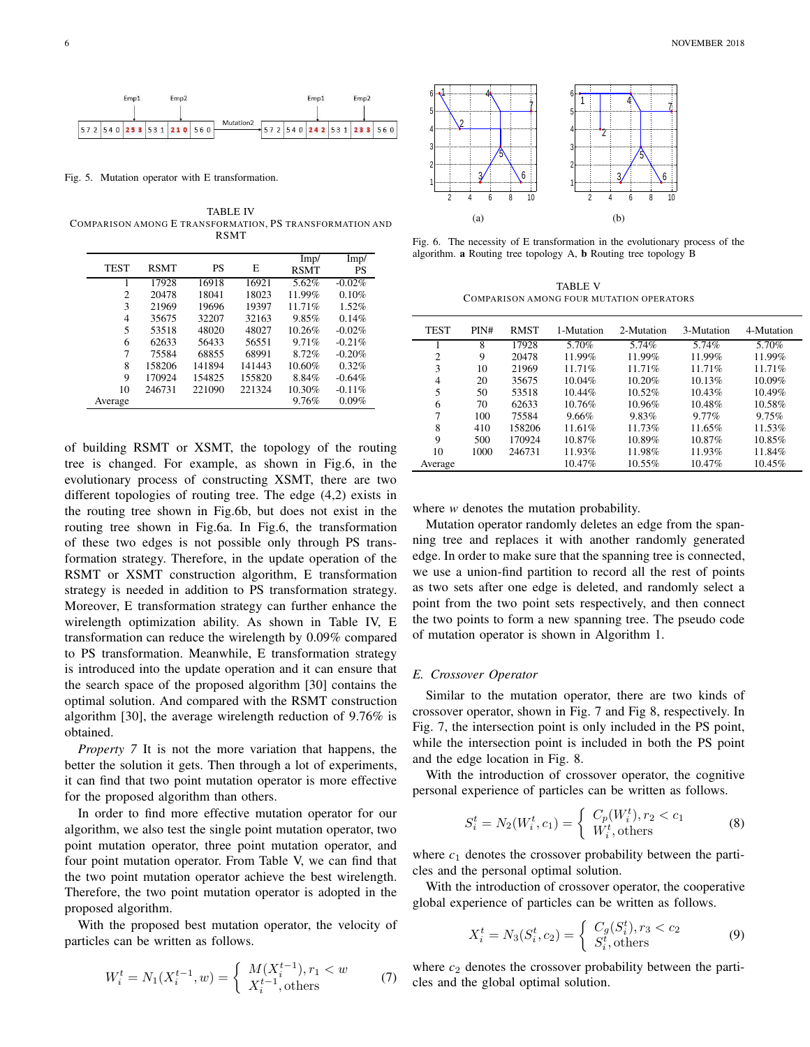Fig. 5. Mutation operator with E transformation.

TABLE IV
COMPARISON AMONG E TRANSFORMATION, PS TRANSFORMATION AND RSMT

| TEST | RSMT | PS | E | Imp/ RSMT | Imp/ PS |
|---|---|---|---|---|---|
| 1 | 17928 | 16918 | 16921 | 5.62% | -0.02% |
| 2 | 20478 | 18041 | 18023 | 11.99% | 0.10% |
| 3 | 21969 | 19696 | 19397 | 11.71% | 1.52% |
| 4 | 35675 | 32207 | 32163 | 9.85% | 0.14% |
| 5 | 53518 | 48020 | 48027 | 10.26% | -0.02% |
| 6 | 62633 | 56433 | 56551 | 9.71% | -0.21% |
| 7 | 75584 | 68855 | 68991 | 8.72% | -0.20% |
| 8 | 158206 | 141894 | 141443 | 10.60% | 0.32% |
| 9 | 170924 | 154825 | 155820 | 8.84% | -0.64% |
| 10 | 246731 | 221090 | 221324 | 10.30% | -0.11% |
| Average | | | | 9.76% | 0.09% |

of building RSMT or XSMT, the topology of the routing tree is changed. For example, as shown in Fig.6, in the evolutionary process of constructing XSMT, there are two different topologies of routing tree. The edge (4,2) exists in the routing tree shown in Fig.6b, but does not exist in the routing tree shown in Fig.6a. In Fig.6, the transformation of these two edges is not possible only through PS transformation strategy. Therefore, in the update operation of the RSMT or XSMT construction algorithm, E transformation strategy is needed in addition to PS transformation strategy. Moreover, E transformation strategy can further enhance the wirelength optimization ability. As shown in Table IV, E transformation can reduce the wirelength by 0.09% compared to PS transformation. Meanwhile, E transformation strategy is introduced into the update operation and it can ensure that the search space of the proposed algorithm [30] contains the optimal solution. And compared with the RSMT construction algorithm [30], the average wirelength reduction of 9.76% is obtained.

*Property 7* It is not the more variation that happens, the better the solution it gets. Then through a lot of experiments, it can find that two point mutation operator is more effective for the proposed algorithm than others.

In order to find more effective mutation operator for our algorithm, we also test the single point mutation operator, two point mutation operator, three point mutation operator, and four point mutation operator. From Table V, we can find that the two point mutation operator achieve the best wirelength. Therefore, the two point mutation operator is adopted in the proposed algorithm.

With the proposed best mutation operator, the velocity of particles can be written as follows.

$$W_i^t = N_1(X_i^{t-1}, w) = \begin{cases} M(X_i^{t-1}), r_1 < w \\ X_i^{t-1}, \text{others} \end{cases} \quad (7)$$

Fig. 6. The necessity of E transformation in the evolutionary process of the algorithm. **a** Routing tree topology A, **b** Routing tree topology B

TABLE V
COMPARISON AMONG FOUR MUTATION OPERATORS

| TEST | PIN# | RMST | 1-Mutation | 2-Mutation | 3-Mutation | 4-Mutation |
|---|---|---|---|---|---|---|
| 1 | 8 | 17928 | 5.70% | 5.74% | 5.74% | 5.70% |
| 2 | 9 | 20478 | 11.99% | 11.99% | 11.99% | 11.99% |
| 3 | 10 | 21969 | 11.71% | 11.71% | 11.71% | 11.71% |
| 4 | 20 | 35675 | 10.04% | 10.20% | 10.13% | 10.09% |
| 5 | 50 | 53518 | 10.44% | 10.52% | 10.43% | 10.49% |
| 6 | 70 | 62633 | 10.76% | 10.96% | 10.48% | 10.58% |
| 7 | 100 | 75584 | 9.66% | 9.83% | 9.77% | 9.75% |
| 8 | 410 | 158206 | 11.61% | 11.73% | 11.65% | 11.53% |
| 9 | 500 | 170924 | 10.87% | 10.89% | 10.87% | 10.85% |
| 10 | 1000 | 246731 | 11.93% | 11.98% | 11.93% | 11.84% |
| Average | | | 10.47% | 10.55% | 10.47% | 10.45% |

where $w$ denotes the mutation probability.

Mutation operator randomly deletes an edge from the spanning tree and replaces it with another randomly generated edge. In order to make sure that the spanning tree is connected, we use a union-find partition to record all the rest of points as two sets after one edge is deleted, and randomly select a point from the two point sets respectively, and then connect the two points to form a new spanning tree. The pseudo code of mutation operator is shown in Algorithm 1.

### *E. Crossover Operator*

Similar to the mutation operator, there are two kinds of crossover operator, shown in Fig. 7 and Fig 8, respectively. In Fig. 7, the intersection point is only included in the PS point, while the intersection point is included in both the PS point and the edge location in Fig. 8.

With the introduction of crossover operator, the cognitive personal experience of particles can be written as follows.

$$S_i^t = N_2(W_i^t, c_1) = \begin{cases} C_p(W_i^t), r_2 < c_1 \\ W_i^t, \text{others} \end{cases} \quad (8)$$

where $c_1$ denotes the crossover probability between the particles and the personal optimal solution.

With the introduction of crossover operator, the cooperative global experience of particles can be written as follows.

$$X_i^t = N_3(S_i^t, c_2) = \begin{cases} C_g(S_i^t), r_3 < c_2 \\ S_i^t, \text{others} \end{cases} \quad (9)$$

where $c_2$ denotes the crossover probability between the particles and the global optimal solution.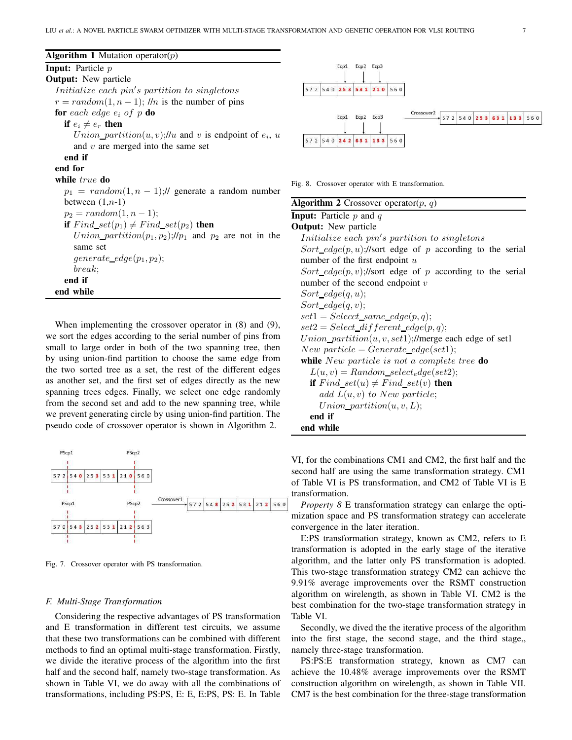**Algorithm 1** Mutation operator($p$)

**Input:** Particle $p$
**Output:** New particle

```
Initialize each pin's partition to singletons
r = random(1, n − 1); //n is the number of pins
for each edge e_i of p do
    if e_i ≠ e_r then
        Union_partition(u, v);//u and v is endpoint of e_i, u
        and v are merged into the same set
    end if
end for
while true do
    p_1 = random(1, n − 1);// generate a random number
    between (1,n-1)
    p_2 = random(1, n − 1);
    if Find_set(p_1) ≠ Find_set(p_2) then
        Union_partition(p_1, p_2);//p_1 and p_2 are not in the
        same set
        generate_edge(p_1, p_2);
        break;
    end if
end while
```

When implementing the crossover operator in (8) and (9), we sort the edges according to the serial number of pins from small to large order in both of the two spanning tree, then by using union-find partition to choose the same edge from the two sorted tree as a set, the rest of the different edges as another set, and the first set of edges directly as the new spanning trees edges. Finally, we select one edge randomly from the second set and add to the new spanning tree, while we prevent generating circle by using union-find partition. The pseudo code of crossover operator is shown in Algorithm 2.

Fig. 7. Crossover operator with PS transformation.

Fig. 8. Crossover operator with E transformation.

**Algorithm 2** Crossover operator($p$, $q$)

**Input:** Particle $p$ and $q$
**Output:** New particle

```
Initialize each pin's partition to singletons
Sort_edge(p, u);//sort edge of p according to the serial
number of the first endpoint u
Sort_edge(p, v);//sort edge of p according to the serial
number of the second endpoint v
Sort_edge(q, u);
Sort_edge(q, v);
set1 = Selecct_same_edge(p, q);
set2 = Select_different_edge(p, q);
Union_partition(u, v, set1);//merge each edge of set1
New particle = Generate_edge(set1);
while New particle is not a complete tree do
    L(u, v) = Random_select_edge(set2);
    if Find_set(u) ≠ Find_set(v) then
        add L(u, v) to New particle;
        Union_partition(u, v, L);
    end if
end while
```

### F. Multi-Stage Transformation

Considering the respective advantages of PS transformation and E transformation in different test circuits, we assume that these two transformations can be combined with different methods to find an optimal multi-stage transformation. Firstly, we divide the iterative process of the algorithm into the first half and the second half, namely two-stage transformation. As shown in Table VI, we do away with all the combinations of transformations, including PS:PS, E: E, E:PS, PS: E. In Table VI, for the combinations CM1 and CM2, the first half and the second half are using the same transformation strategy. CM1 of Table VI is PS transformation, and CM2 of Table VI is E transformation.

*Property 8* E transformation strategy can enlarge the optimization space and PS transformation strategy can accelerate convergence in the later iteration.

E:PS transformation strategy, known as CM2, refers to E transformation is adopted in the early stage of the iterative algorithm, and the latter only PS transformation is adopted. This two-stage transformation strategy CM2 can achieve the 9.91% average improvements over the RSMT construction algorithm on wirelength, as shown in Table VI. CM2 is the best combination for the two-stage transformation strategy in Table VI.

Secondly, we dived the the iterative process of the algorithm into the first stage, the second stage, and the third stage,, namely three-stage transformation.

PS:PS:E transformation strategy, known as CM7 can achieve the 10.48% average improvements over the RSMT construction algorithm on wirelength, as shown in Table VII. CM7 is the best combination for the three-stage transformation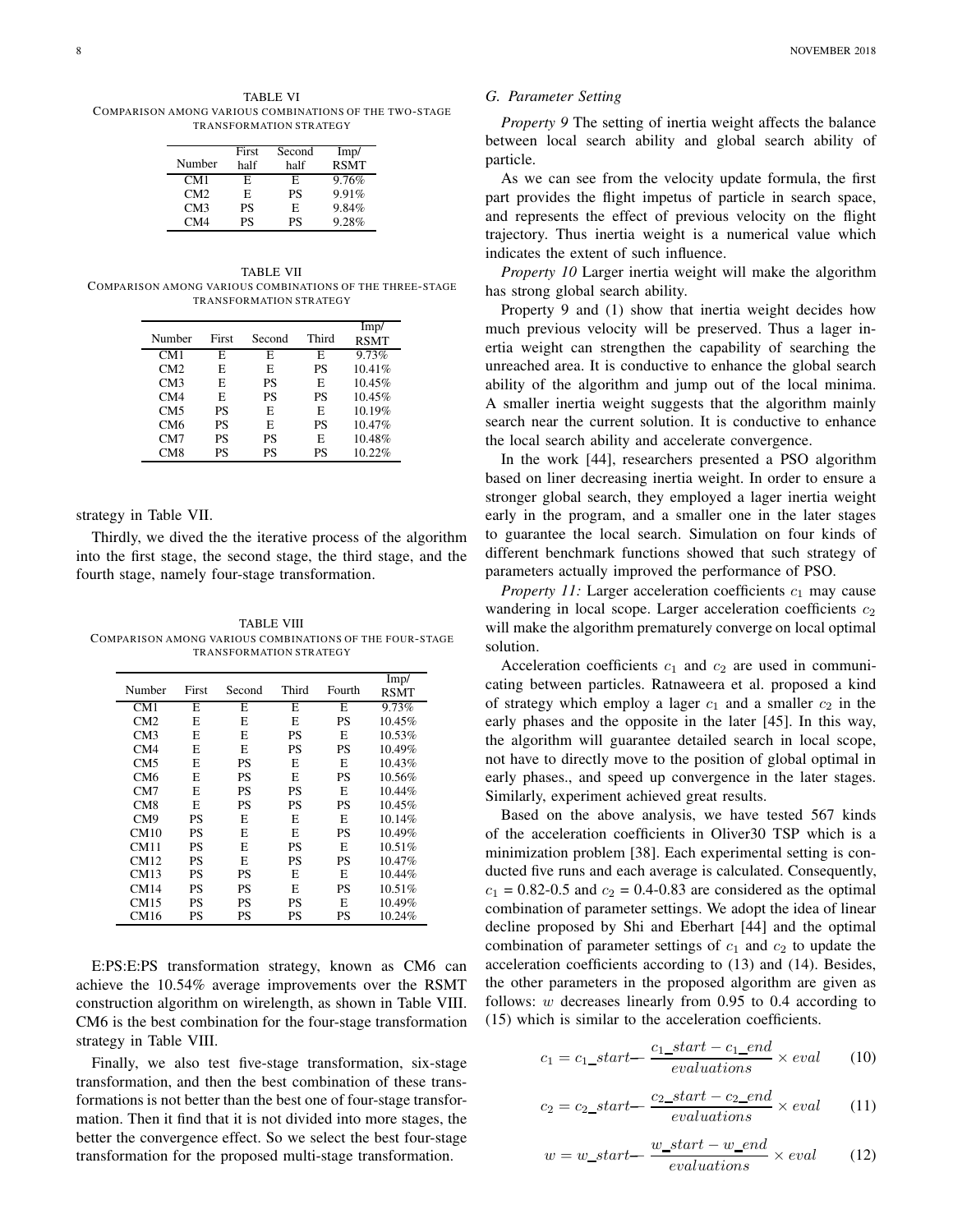TABLE VI
COMPARISON AMONG VARIOUS COMBINATIONS OF THE TWO-STAGE TRANSFORMATION STRATEGY

| Number | First half | Second half | Imp/ RSMT |
|---|---|---|---|
| CM1 | E | E | 9.76% |
| CM2 | E | PS | 9.91% |
| CM3 | PS | E | 9.84% |
| CM4 | PS | PS | 9.28% |

TABLE VII
COMPARISON AMONG VARIOUS COMBINATIONS OF THE THREE-STAGE TRANSFORMATION STRATEGY

| Number | First | Second | Third | Imp/ RSMT |
|---|---|---|---|---|
| CM1 | E | E | E | 9.73% |
| CM2 | E | E | PS | 10.41% |
| CM3 | E | PS | E | 10.45% |
| CM4 | E | PS | PS | 10.45% |
| CM5 | PS | E | E | 10.19% |
| CM6 | PS | E | PS | 10.47% |
| CM7 | PS | PS | E | 10.48% |
| CM8 | PS | PS | PS | 10.22% |

strategy in Table VII.

Thirdly, we dived the the iterative process of the algorithm into the first stage, the second stage, the third stage, and the fourth stage, namely four-stage transformation.

TABLE VIII
COMPARISON AMONG VARIOUS COMBINATIONS OF THE FOUR-STAGE TRANSFORMATION STRATEGY

| Number | First | Second | Third | Fourth | Imp/ RSMT |
|---|---|---|---|---|---|
| CM1 | E | E | E | E | 9.73% |
| CM2 | E | E | E | PS | 10.45% |
| CM3 | E | E | PS | E | 10.53% |
| CM4 | E | E | PS | PS | 10.49% |
| CM5 | E | PS | E | E | 10.43% |
| CM6 | E | PS | E | PS | 10.56% |
| CM7 | E | PS | PS | E | 10.44% |
| CM8 | E | PS | PS | PS | 10.45% |
| CM9 | PS | E | E | E | 10.14% |
| CM10 | PS | E | E | PS | 10.49% |
| CM11 | PS | E | PS | E | 10.51% |
| CM12 | PS | E | PS | PS | 10.47% |
| CM13 | PS | PS | E | E | 10.44% |
| CM14 | PS | PS | E | PS | 10.51% |
| CM15 | PS | PS | PS | E | 10.49% |
| CM16 | PS | PS | PS | PS | 10.24% |

E:PS:E:PS transformation strategy, known as CM6 can achieve the 10.54% average improvements over the RSMT construction algorithm on wirelength, as shown in Table VIII. CM6 is the best combination for the four-stage transformation strategy in Table VIII.

Finally, we also test five-stage transformation, six-stage transformation, and then the best combination of these transformations is not better than the best one of four-stage transformation. Then it find that it is not divided into more stages, the better the convergence effect. So we select the best four-stage transformation for the proposed multi-stage transformation.

## G. Parameter Setting

*Property 9* The setting of inertia weight affects the balance between local search ability and global search ability of particle.

As we can see from the velocity update formula, the first part provides the flight impetus of particle in search space, and represents the effect of previous velocity on the flight trajectory. Thus inertia weight is a numerical value which indicates the extent of such influence.

*Property 10* Larger inertia weight will make the algorithm has strong global search ability.

Property 9 and (1) show that inertia weight decides how much previous velocity will be preserved. Thus a lager inertia weight can strengthen the capability of searching the unreached area. It is conductive to enhance the global search ability of the algorithm and jump out of the local minima. A smaller inertia weight suggests that the algorithm mainly search near the current solution. It is conductive to enhance the local search ability and accelerate convergence.

In the work [44], researchers presented a PSO algorithm based on liner decreasing inertia weight. In order to ensure a stronger global search, they employed a lager inertia weight early in the program, and a smaller one in the later stages to guarantee the local search. Simulation on four kinds of different benchmark functions showed that such strategy of parameters actually improved the performance of PSO.

*Property 11:* Larger acceleration coefficients $c_1$ may cause wandering in local scope. Larger acceleration coefficients $c_2$ will make the algorithm prematurely converge on local optimal solution.

Acceleration coefficients $c_1$ and $c_2$ are used in communicating between particles. Ratnaweera et al. proposed a kind of strategy which employ a lager $c_1$ and a smaller $c_2$ in the early phases and the opposite in the later [45]. In this way, the algorithm will guarantee detailed search in local scope, not have to directly move to the position of global optimal in early phases., and speed up convergence in the later stages. Similarly, experiment achieved great results.

Based on the above analysis, we have tested 567 kinds of the acceleration coefficients in Oliver30 TSP which is a minimization problem [38]. Each experimental setting is conducted five runs and each average is calculated. Consequently, $c_1$ = 0.82-0.5 and $c_2$ = 0.4-0.83 are considered as the optimal combination of parameter settings. We adopt the idea of linear decline proposed by Shi and Eberhart [44] and the optimal combination of parameter settings of $c_1$ and $c_2$ to update the acceleration coefficients according to (13) and (14). Besides, the other parameters in the proposed algorithm are given as follows: $w$ decreases linearly from 0.95 to 0.4 according to (15) which is similar to the acceleration coefficients.

$$c_1 = c_1\_start - \frac{c_1\_start - c_1\_end}{evaluations} \times eval \tag{10}$$

$$c_2 = c_2\_start - \frac{c_2\_start - c_2\_end}{evaluations} \times eval \tag{11}$$

$$w = w\_start - \frac{w\_start - w\_end}{evaluations} \times eval \tag{12}$$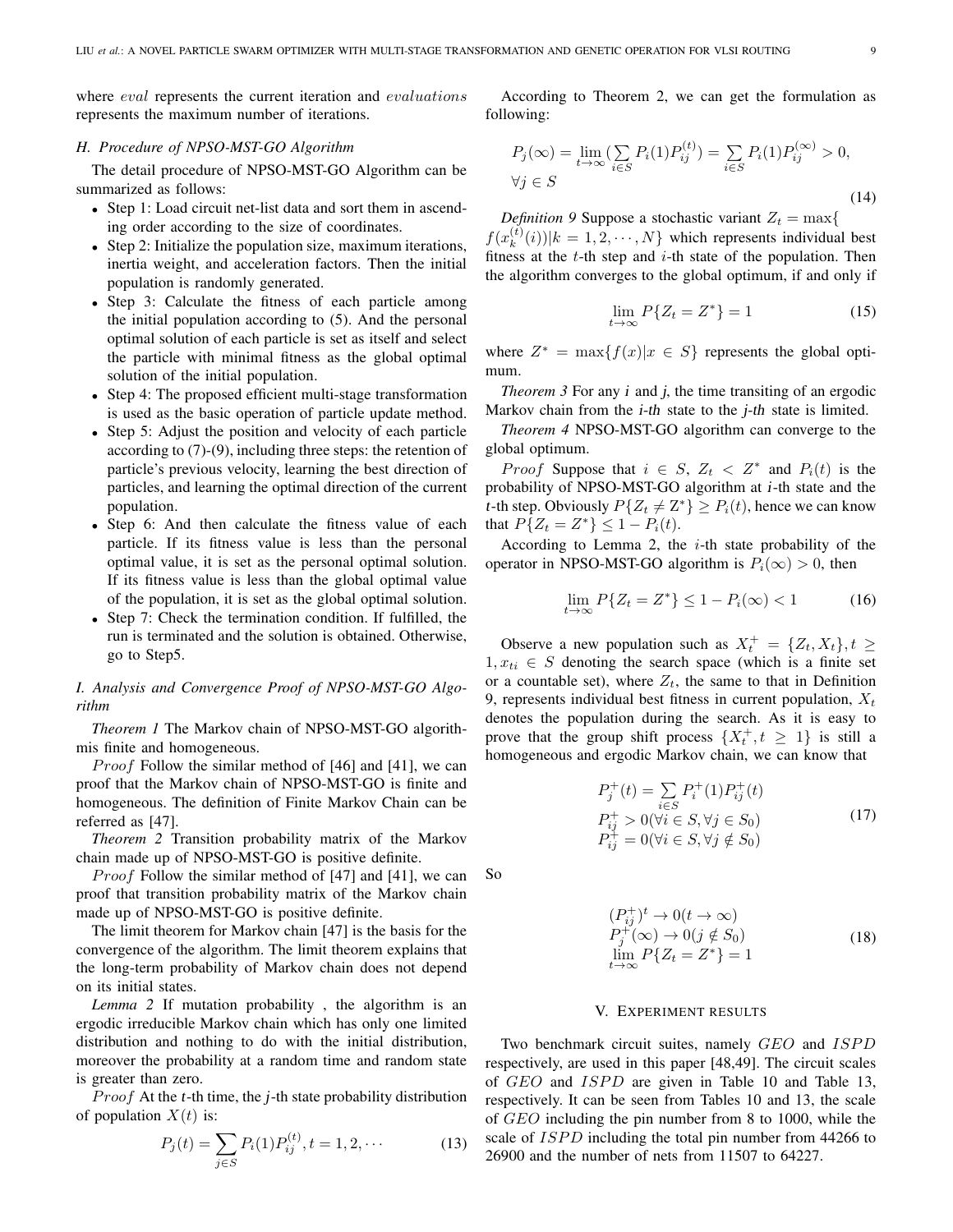where $eval$ represents the current iteration and $evaluations$ represents the maximum number of iterations.

### H. Procedure of NPSO-MST-GO Algorithm

The detail procedure of NPSO-MST-GO Algorithm can be summarized as follows:

- Step 1: Load circuit net-list data and sort them in ascending order according to the size of coordinates.
- Step 2: Initialize the population size, maximum iterations, inertia weight, and acceleration factors. Then the initial population is randomly generated.
- Step 3: Calculate the fitness of each particle among the initial population according to (5). And the personal optimal solution of each particle is set as itself and select the particle with minimal fitness as the global optimal solution of the initial population.
- Step 4: The proposed efficient multi-stage transformation is used as the basic operation of particle update method.
- Step 5: Adjust the position and velocity of each particle according to (7)-(9), including three steps: the retention of particle's previous velocity, learning the best direction of particles, and learning the optimal direction of the current population.
- Step 6: And then calculate the fitness value of each particle. If its fitness value is less than the personal optimal value, it is set as the personal optimal solution. If its fitness value is less than the global optimal value of the population, it is set as the global optimal solution.
- Step 7: Check the termination condition. If fulfilled, the run is terminated and the solution is obtained. Otherwise, go to Step5.

### I. Analysis and Convergence Proof of NPSO-MST-GO Algorithm

*Theorem 1* The Markov chain of NPSO-MST-GO algorithmis finite and homogeneous.

*Proof* Follow the similar method of [46] and [41], we can proof that the Markov chain of NPSO-MST-GO is finite and homogeneous. The definition of Finite Markov Chain can be referred as [47].

*Theorem 2* Transition probability matrix of the Markov chain made up of NPSO-MST-GO is positive definite.

*Proof* Follow the similar method of [47] and [41], we can proof that transition probability matrix of the Markov chain made up of NPSO-MST-GO is positive definite.

The limit theorem for Markov chain [47] is the basis for the convergence of the algorithm. The limit theorem explains that the long-term probability of Markov chain does not depend on its initial states.

*Lemma 2* If mutation probability , the algorithm is an ergodic irreducible Markov chain which has only one limited distribution and nothing to do with the initial distribution, moreover the probability at a random time and random state is greater than zero.

*Proof* At the *t*-th time, the *j*-th state probability distribution of population $X(t)$ is:

$$P_j(t) = \sum_{j \in S} P_i(1) P_{ij}^{(t)}, t = 1, 2, \cdots \tag{13}$$

According to Theorem 2, we can get the formulation as following:

$$P_j(\infty) = \lim_{t \to \infty} (\sum_{i \in S} P_i(1) P_{ij}^{(t)}) = \sum_{i \in S} P_i(1) P_{ij}^{(\infty)} > 0, \quad \forall j \in S \tag{14}$$

*Definition 9* Suppose a stochastic variant $Z_t = \max\{ f(x_k^{(t)}(i)) | k = 1, 2, \cdots, N\}$ which represents individual best fitness at the $t$-th step and $i$-th state of the population. Then the algorithm converges to the global optimum, if and only if

$$\lim_{t \to \infty} P\{Z_t = Z^*\} = 1 \tag{15}$$

where $Z^* = \max\{f(x) | x \in S\}$ represents the global optimum.

*Theorem 3* For any *i* and *j*, the time transiting of an ergodic Markov chain from the *i-th* state to the *j-th* state is limited.

*Theorem 4* NPSO-MST-GO algorithm can converge to the global optimum.

*Proof* Suppose that $i \in S$, $Z_t < Z^*$ and $P_i(t)$ is the probability of NPSO-MST-GO algorithm at *i*-th state and the *t*-th step. Obviously $P\{Z_t \neq Z^*\} \geq P_i(t)$, hence we can know that $P\{Z_t = Z^*\} \leq 1 - P_i(t)$.

According to Lemma 2, the $i$-th state probability of the operator in NPSO-MST-GO algorithm is $P_i(\infty) > 0$, then

$$\lim_{t \to \infty} P\{Z_t = Z^*\} \leq 1 - P_i(\infty) < 1 \tag{16}$$

Observe a new population such as $X_t^+ = \{Z_t, X_t\}, t \geq 1, x_{ti} \in S$ denoting the search space (which is a finite set or a countable set), where $Z_t$, the same to that in Definition 9, represents individual best fitness in current population, $X_t$ denotes the population during the search. As it is easy to prove that the group shift process $\{X_t^+, t \geq 1\}$ is still a homogeneous and ergodic Markov chain, we can know that

$$\begin{array}{l} P_j^+(t) = \sum_{i \in S} P_i^+(1) P_{ij}^+(t) \\ P_{ij}^+ > 0 (\forall i \in S, \forall j \in S_0) \\ P_{ij}^+ = 0 (\forall i \in S, \forall j \notin S_0) \end{array} \tag{17}$$

So

$$\begin{array}{l} (P_{ij}^+)^t \to 0 (t \to \infty) \\ P_j^+(\infty) \to 0 (j \notin S_0) \\ \lim_{t \to \infty} P\{Z_t = Z^*\} = 1 \end{array} \tag{18}$$

## V. Experiment results

Two benchmark circuit suites, namely $GEO$ and $ISPD$ respectively, are used in this paper [48,49]. The circuit scales of $GEO$ and $ISPD$ are given in Table 10 and Table 13, respectively. It can be seen from Tables 10 and 13, the scale of $GEO$ including the pin number from 8 to 1000, while the scale of $ISPD$ including the total pin number from 44266 to 26900 and the number of nets from 11507 to 64227.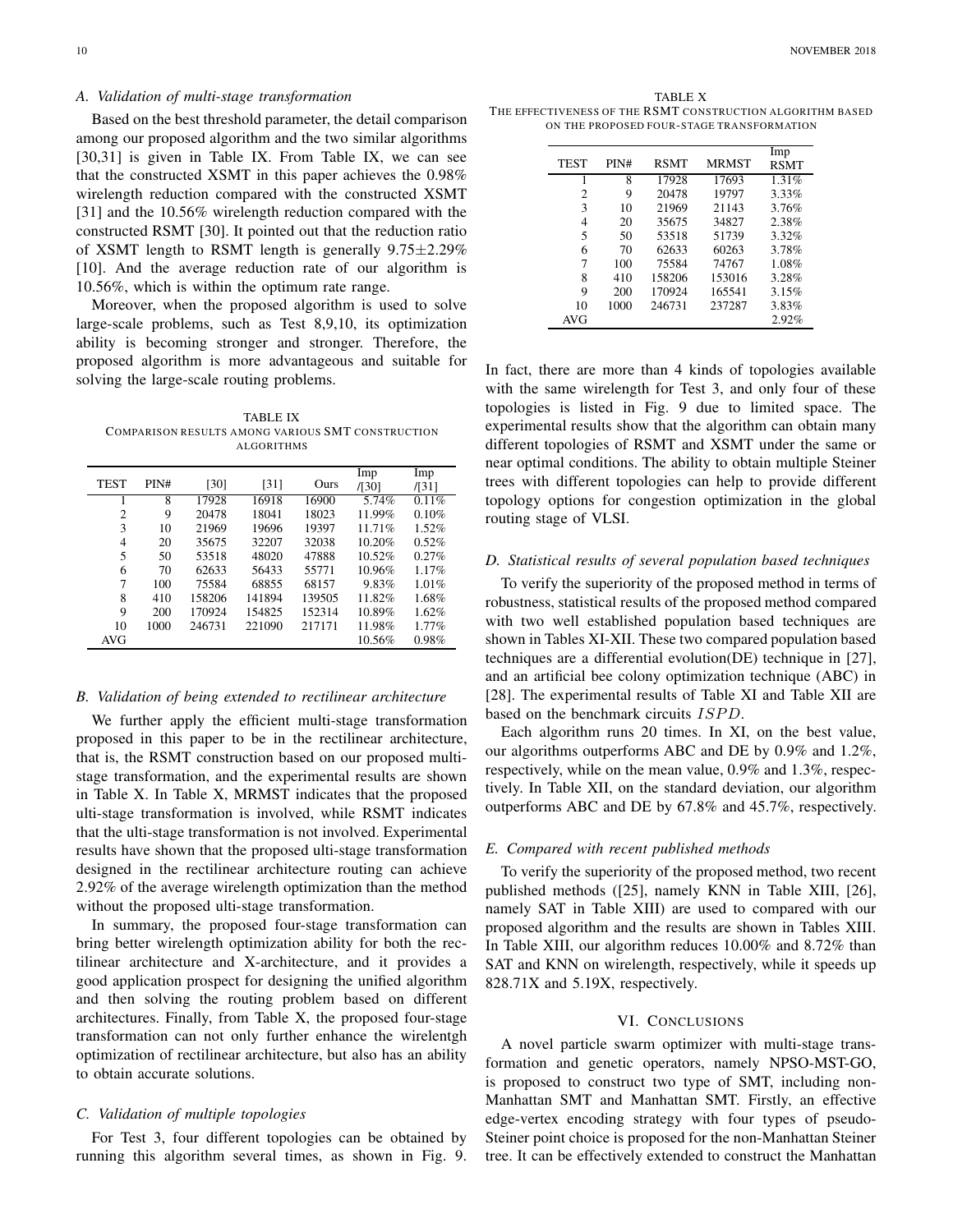### A. Validation of multi-stage transformation

Based on the best threshold parameter, the detail comparison among our proposed algorithm and the two similar algorithms [30,31] is given in Table IX. From Table IX, we can see that the constructed XSMT in this paper achieves the 0.98% wirelength reduction compared with the constructed XSMT [31] and the 10.56% wirelength reduction compared with the constructed RSMT [30]. It pointed out that the reduction ratio of XSMT length to RSMT length is generally 9.75±2.29% [10]. And the average reduction rate of our algorithm is 10.56%, which is within the optimum rate range.

Moreover, when the proposed algorithm is used to solve large-scale problems, such as Test 8,9,10, its optimization ability is becoming stronger and stronger. Therefore, the proposed algorithm is more advantageous and suitable for solving the large-scale routing problems.

TABLE IX
COMPARISON RESULTS AMONG VARIOUS SMT CONSTRUCTION ALGORITHMS

| TEST | PIN# | [30] | [31] | Ours | Imp /[30] | Imp /[31] |
|---|---|---|---|---|---|---|
| 1 | 8 | 17928 | 16918 | 16900 | 5.74% | 0.11% |
| 2 | 9 | 20478 | 18041 | 18023 | 11.99% | 0.10% |
| 3 | 10 | 21969 | 19696 | 19397 | 11.71% | 1.52% |
| 4 | 20 | 35675 | 32207 | 32038 | 10.20% | 0.52% |
| 5 | 50 | 53518 | 48020 | 47888 | 10.52% | 0.27% |
| 6 | 70 | 62633 | 56433 | 55771 | 10.96% | 1.17% |
| 7 | 100 | 75584 | 68855 | 68157 | 9.83% | 1.01% |
| 8 | 410 | 158206 | 141894 | 139505 | 11.82% | 1.68% |
| 9 | 200 | 170924 | 154825 | 152314 | 10.89% | 1.62% |
| 10 | 1000 | 246731 | 221090 | 217171 | 11.98% | 1.77% |
| AVG | | | | | 10.56% | 0.98% |

### B. Validation of being extended to rectilinear architecture

We further apply the efficient multi-stage transformation proposed in this paper to be in the rectilinear architecture, that is, the RSMT construction based on our proposed multi-stage transformation, and the experimental results are shown in Table X. In Table X, MRMST indicates that the proposed ulti-stage transformation is involved, while RSMT indicates that the ulti-stage transformation is not involved. Experimental results have shown that the proposed ulti-stage transformation designed in the rectilinear architecture routing can achieve 2.92% of the average wirelength optimization than the method without the proposed ulti-stage transformation.

In summary, the proposed four-stage transformation can bring better wirelength optimization ability for both the rectilinear architecture and X-architecture, and it provides a good application prospect for designing the unified algorithm and then solving the routing problem based on different architectures. Finally, from Table X, the proposed four-stage transformation can not only further enhance the wirelentgh optimization of rectilinear architecture, but also has an ability to obtain accurate solutions.

### C. Validation of multiple topologies

For Test 3, four different topologies can be obtained by running this algorithm several times, as shown in Fig. 9.

TABLE X
THE EFFECTIVENESS OF THE RSMT CONSTRUCTION ALGORITHM BASED ON THE PROPOSED FOUR-STAGE TRANSFORMATION

| TEST | PIN# | RSMT | MRMST | Imp RSMT |
|---|---|---|---|---|
| 1 | 8 | 17928 | 17693 | 1.31% |
| 2 | 9 | 20478 | 19797 | 3.33% |
| 3 | 10 | 21969 | 21143 | 3.76% |
| 4 | 20 | 35675 | 34827 | 2.38% |
| 5 | 50 | 53518 | 51739 | 3.32% |
| 6 | 70 | 62633 | 60263 | 3.78% |
| 7 | 100 | 75584 | 74767 | 1.08% |
| 8 | 410 | 158206 | 153016 | 3.28% |
| 9 | 200 | 170924 | 165541 | 3.15% |
| 10 | 1000 | 246731 | 237287 | 3.83% |
| AVG | | | | 2.92% |

In fact, there are more than 4 kinds of topologies available with the same wirelength for Test 3, and only four of these topologies is listed in Fig. 9 due to limited space. The experimental results show that the algorithm can obtain many different topologies of RSMT and XSMT under the same or near optimal conditions. The ability to obtain multiple Steiner trees with different topologies can help to provide different topology options for congestion optimization in the global routing stage of VLSI.

### D. Statistical results of several population based techniques

To verify the superiority of the proposed method in terms of robustness, statistical results of the proposed method compared with two well established population based techniques are shown in Tables XI-XII. These two compared population based techniques are a differential evolution(DE) technique in [27], and an artificial bee colony optimization technique (ABC) in [28]. The experimental results of Table XI and Table XII are based on the benchmark circuits $ISPD$.

Each algorithm runs 20 times. In XI, on the best value, our algorithms outperforms ABC and DE by 0.9% and 1.2%, respectively, while on the mean value, 0.9% and 1.3%, respectively. In Table XII, on the standard deviation, our algorithm outperforms ABC and DE by 67.8% and 45.7%, respectively.

### E. Compared with recent published methods

To verify the superiority of the proposed method, two recent published methods ([25], namely KNN in Table XIII, [26], namely SAT in Table XIII) are used to compared with our proposed algorithm and the results are shown in Tables XIII. In Table XIII, our algorithm reduces 10.00% and 8.72% than SAT and KNN on wirelength, respectively, while it speeds up 828.71X and 5.19X, respectively.

## VI. CONCLUSIONS

A novel particle swarm optimizer with multi-stage transformation and genetic operators, namely NPSO-MST-GO, is proposed to construct two type of SMT, including non-Manhattan SMT and Manhattan SMT. Firstly, an effective edge-vertex encoding strategy with four types of pseudo-Steiner point choice is proposed for the non-Manhattan Steiner tree. It can be effectively extended to construct the Manhattan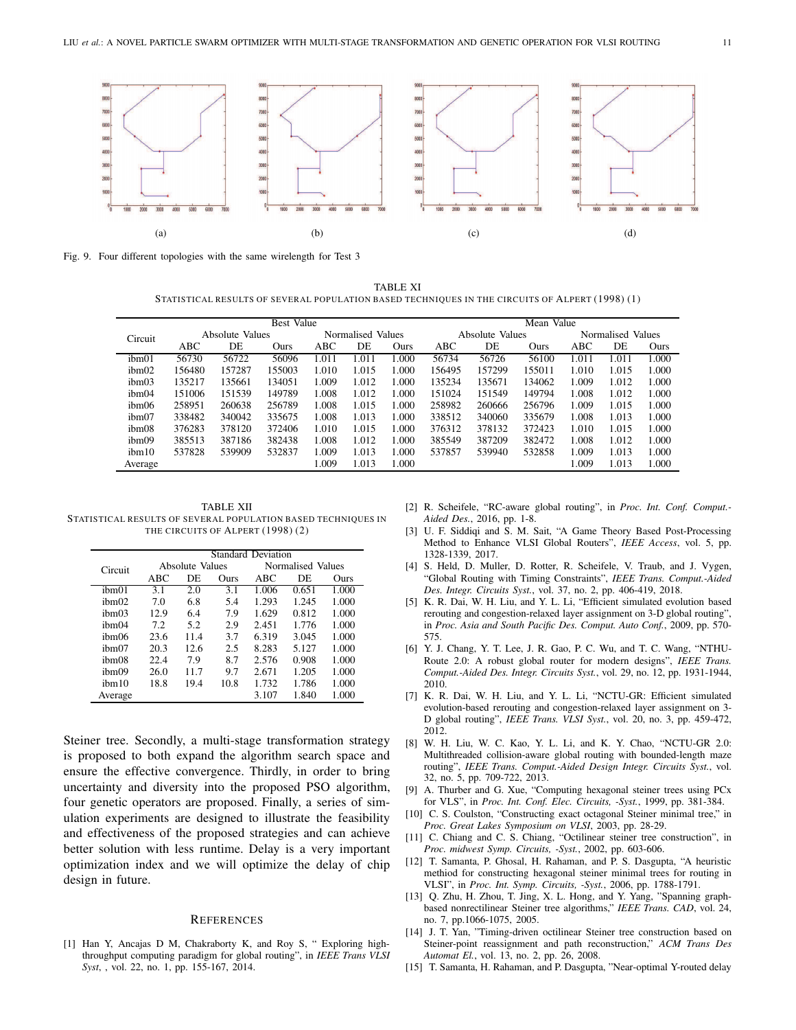(a) (b) (c) (d)

Fig. 9. Four different topologies with the same wirelength for Test 3

TABLE XI
STATISTICAL RESULTS OF SEVERAL POPULATION BASED TECHNIQUES IN THE CIRCUITS OF ALPERT (1998) (1)

| Circuit | Best Value | | | | | | Mean Value | | | | | |
|---|---|---|---|---|---|---|---|---|---|---|---|---|
| | Absolute Values | | | Normalised Values | | | Absolute Values | | | Normalised Values | | |
| | ABC | DE | Ours | ABC | DE | Ours | ABC | DE | Ours | ABC | DE | Ours |
| ibm01 | 56730 | 56722 | 56096 | 1.011 | 1.011 | 1.000 | 56734 | 56726 | 56100 | 1.011 | 1.011 | 1.000 |
| ibm02 | 156480 | 157287 | 155003 | 1.010 | 1.015 | 1.000 | 156495 | 157299 | 155011 | 1.010 | 1.015 | 1.000 |
| ibm03 | 135217 | 135661 | 134051 | 1.009 | 1.012 | 1.000 | 135234 | 135671 | 134062 | 1.009 | 1.012 | 1.000 |
| ibm04 | 151006 | 151539 | 149789 | 1.008 | 1.012 | 1.000 | 151024 | 151549 | 149794 | 1.008 | 1.012 | 1.000 |
| ibm06 | 258951 | 260638 | 256789 | 1.008 | 1.015 | 1.000 | 258982 | 260666 | 256796 | 1.009 | 1.015 | 1.000 |
| ibm07 | 338482 | 340042 | 335675 | 1.008 | 1.013 | 1.000 | 338512 | 340060 | 335679 | 1.008 | 1.013 | 1.000 |
| ibm08 | 376283 | 378120 | 372406 | 1.010 | 1.015 | 1.000 | 376312 | 378132 | 372423 | 1.010 | 1.015 | 1.000 |
| ibm09 | 385513 | 387186 | 382438 | 1.008 | 1.012 | 1.000 | 385549 | 387209 | 382472 | 1.008 | 1.012 | 1.000 |
| ibm10 | 537828 | 539909 | 532837 | 1.009 | 1.013 | 1.000 | 537857 | 539940 | 532858 | 1.009 | 1.013 | 1.000 |
| Average | | | | 1.009 | 1.013 | 1.000 | | | | 1.009 | 1.013 | 1.000 |

TABLE XII
STATISTICAL RESULTS OF SEVERAL POPULATION BASED TECHNIQUES IN THE CIRCUITS OF ALPERT (1998) (2)

| Circuit | Standard Deviation | | | | | |
|---|---|---|---|---|---|---|
| | Absolute Values | | | Normalised Values | | |
| | ABC | DE | Ours | ABC | DE | Ours |
| ibm01 | 3.1 | 2.0 | 3.1 | 1.006 | 0.651 | 1.000 |
| ibm02 | 7.0 | 6.8 | 5.4 | 1.293 | 1.245 | 1.000 |
| ibm03 | 12.9 | 6.4 | 7.9 | 1.629 | 0.812 | 1.000 |
| ibm04 | 7.2 | 5.2 | 2.9 | 2.451 | 1.776 | 1.000 |
| ibm06 | 23.6 | 11.4 | 3.7 | 6.319 | 3.045 | 1.000 |
| ibm07 | 20.3 | 12.6 | 2.5 | 8.283 | 5.127 | 1.000 |
| ibm08 | 22.4 | 7.9 | 8.7 | 2.576 | 0.908 | 1.000 |
| ibm09 | 26.0 | 11.7 | 9.7 | 2.671 | 1.205 | 1.000 |
| ibm10 | 18.8 | 19.4 | 10.8 | 1.732 | 1.786 | 1.000 |
| Average | | | | 3.107 | 1.840 | 1.000 |

Steiner tree. Secondly, a multi-stage transformation strategy is proposed to both expand the algorithm search space and ensure the effective convergence. Thirdly, in order to bring uncertainty and diversity into the proposed PSO algorithm, four genetic operators are proposed. Finally, a series of simulation experiments are designed to illustrate the feasibility and effectiveness of the proposed strategies and can achieve better solution with less runtime. Delay is a very important optimization index and we will optimize the delay of chip design in future.

## REFERENCES

[1] Han Y, Ancajas D M, Chakraborty K, and Roy S, " Exploring high-throughput computing paradigm for global routing", in *IEEE Trans VLSI Syst*, , vol. 22, no. 1, pp. 155-167, 2014.

[2] R. Scheifele, "RC-aware global routing", in *Proc. Int. Conf. Comput.-Aided Des.*, 2016, pp. 1-8.

[3] U. F. Siddiqi and S. M. Sait, "A Game Theory Based Post-Processing Method to Enhance VLSI Global Routers", *IEEE Access*, vol. 5, pp. 1328-1339, 2017.

[4] S. Held, D. Muller, D. Rotter, R. Scheifele, V. Traub, and J. Vygen, "Global Routing with Timing Constraints", *IEEE Trans. Comput.-Aided Des. Integr. Circuits Syst.*, vol. 37, no. 2, pp. 406-419, 2018.

[5] K. R. Dai, W. H. Liu, and Y. L. Li, "Efficient simulated evolution based rerouting and congestion-relaxed layer assignment on 3-D global routing", in *Proc. Asia and South Pacific Des. Comput. Auto Conf.*, 2009, pp. 570-575.

[6] Y. J. Chang, Y. T. Lee, J. R. Gao, P. C. Wu, and T. C. Wang, "NTHU-Route 2.0: A robust global router for modern designs", *IEEE Trans. Comput.-Aided Des. Integr. Circuits Syst.*, vol. 29, no. 12, pp. 1931-1944, 2010.

[7] K. R. Dai, W. H. Liu, and Y. L. Li, "NCTU-GR: Efficient simulated evolution-based rerouting and congestion-relaxed layer assignment on 3-D global routing", *IEEE Trans. VLSI Syst.*, vol. 20, no. 3, pp. 459-472, 2012.

[8] W. H. Liu, W. C. Kao, Y. L. Li, and K. Y. Chao, "NCTU-GR 2.0: Multithreaded collision-aware global routing with bounded-length maze routing", *IEEE Trans. Comput.-Aided Design Integr. Circuits Syst.*, vol. 32, no. 5, pp. 709-722, 2013.

[9] A. Thurber and G. Xue, "Computing hexagonal steiner trees using PCx for VLS", in *Proc. Int. Conf. Elec. Circuits, -Syst.*, 1999, pp. 381-384.

[10] C. S. Coulston, "Constructing exact octagonal Steiner minimal tree," in *Proc. Great Lakes Symposium on VLSI*, 2003, pp. 28-29.

[11] C. Chiang and C. S. Chiang, "Octilinear steiner tree construction", in *Proc. midwest Symp. Circuits, -Syst.*, 2002, pp. 603-606.

[12] T. Samanta, P. Ghosal, H. Rahaman, and P. S. Dasgupta, "A heuristic method for constructing hexagonal steiner minimal trees for routing in VLSI", in *Proc. Int. Symp. Circuits, -Syst.*, 2006, pp. 1788-1791.

[13] Q. Zhu, H. Zhou, T. Jing, X. L. Hong, and Y. Yang, "Spanning graph-based nonrectilinear Steiner tree algorithms," *IEEE Trans. CAD*, vol. 24, no. 7, pp.1066-1075, 2005.

[14] J. T. Yan, "Timing-driven octilinear Steiner tree construction based on Steiner-point reassignment and path reconstruction," *ACM Trans Des Automat El.*, vol. 13, no. 2, pp. 26, 2008.

[15] T. Samanta, H. Rahaman, and P. Dasgupta, "Near-optimal Y-routed delay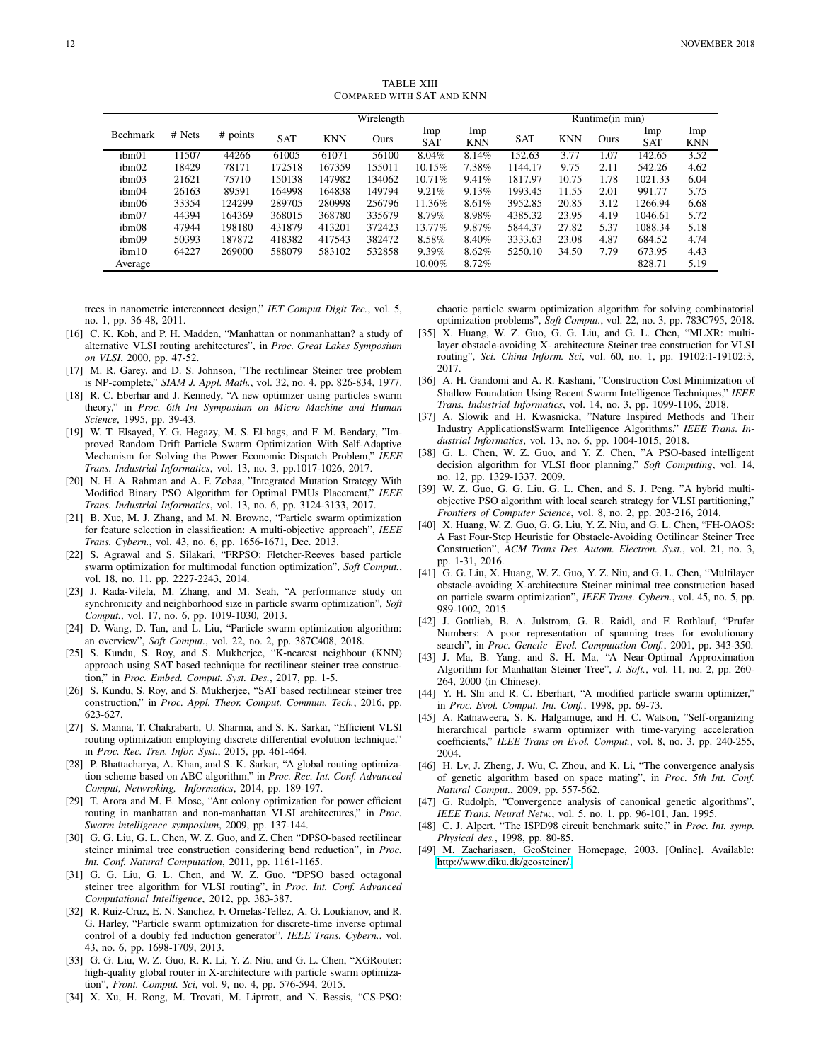TABLE XIII
COMPARED WITH SAT AND KNN

| Bechmark | # Nets | # points | Wirelength | | | | | Runtime(in min) | | | | |
|---|---|---|---|---|---|---|---|---|---|---|---|---|
| | | | SAT | KNN | Ours | Imp SAT | Imp KNN | SAT | KNN | Ours | Imp SAT | Imp KNN |
| ibm01 | 11507 | 44266 | 61005 | 61071 | 56100 | 8.04% | 8.14% | 152.63 | 3.77 | 1.07 | 142.65 | 3.52 |
| ibm02 | 18429 | 78171 | 172518 | 167359 | 155011 | 10.15% | 7.38% | 1144.17 | 9.75 | 2.11 | 542.26 | 4.62 |
| ibm03 | 21621 | 75710 | 150138 | 147982 | 134062 | 10.71% | 9.41% | 1817.97 | 10.75 | 1.78 | 1021.33 | 6.04 |
| ibm04 | 26163 | 89591 | 164998 | 164838 | 149794 | 9.21% | 9.13% | 1993.45 | 11.55 | 2.01 | 991.77 | 5.75 |
| ibm06 | 33354 | 124299 | 289705 | 280998 | 256796 | 11.36% | 8.61% | 3952.85 | 20.85 | 3.12 | 1266.94 | 6.68 |
| ibm07 | 44394 | 164369 | 368015 | 368780 | 335679 | 8.79% | 8.98% | 4385.32 | 23.95 | 4.19 | 1046.61 | 5.72 |
| ibm08 | 47944 | 198180 | 431879 | 413201 | 372423 | 13.77% | 9.87% | 5844.37 | 27.82 | 5.37 | 1088.34 | 5.18 |
| ibm09 | 50393 | 187872 | 418382 | 417543 | 382472 | 8.58% | 8.40% | 3333.63 | 23.08 | 4.87 | 684.52 | 4.74 |
| ibm10 | 64227 | 269000 | 588079 | 583102 | 532858 | 9.39% | 8.62% | 5250.10 | 34.50 | 7.79 | 673.95 | 4.43 |
| Average | | | | | | 10.00% | 8.72% | | | | 828.71 | 5.19 |

trees in nanometric interconnect design," *IET Comput Digit Tec.*, vol. 5, no. 1, pp. 36-48, 2011.

[16] C. K. Koh, and P. H. Madden, "Manhattan or nonmanhattan? a study of alternative VLSI routing architectures", in *Proc. Great Lakes Symposium on VLSI*, 2000, pp. 47-52.

[17] M. R. Garey, and D. S. Johnson, "The rectilinear Steiner tree problem is NP-complete," *SIAM J. Appl. Math.*, vol. 32, no. 4, pp. 826-834, 1977.

[18] R. C. Eberhar and J. Kennedy, "A new optimizer using particles swarm theory," in *Proc. 6th Int Symposium on Micro Machine and Human Science*, 1995, pp. 39-43.

[19] W. T. Elsayed, Y. G. Hegazy, M. S. El-bags, and F. M. Bendary, "Improved Random Drift Particle Swarm Optimization With Self-Adaptive Mechanism for Solving the Power Economic Dispatch Problem," *IEEE Trans. Industrial Informatics*, vol. 13, no. 3, pp.1017-1026, 2017.

[20] N. H. A. Rahman and A. F. Zobaa, "Integrated Mutation Strategy With Modified Binary PSO Algorithm for Optimal PMUs Placement," *IEEE Trans. Industrial Informatics*, vol. 13, no. 6, pp. 3124-3133, 2017.

[21] B. Xue, M. J. Zhang, and M. N. Browne, "Particle swarm optimization for feature selection in classification: A multi-objective approach", *IEEE Trans. Cybern.*, vol. 43, no. 6, pp. 1656-1671, Dec. 2013.

[22] S. Agrawal and S. Silakari, "FRPSO: Fletcher-Reeves based particle swarm optimization for multimodal function optimization", *Soft Comput.*, vol. 18, no. 11, pp. 2227-2243, 2014.

[23] J. Rada-Vilela, M. Zhang, and M. Seah, "A performance study on synchronicity and neighborhood size in particle swarm optimization", *Soft Comput.*, vol. 17, no. 6, pp. 1019-1030, 2013.

[24] D. Wang, D. Tan, and L. Liu, "Particle swarm optimization algorithm: an overview", *Soft Comput.*, vol. 22, no. 2, pp. 387C408, 2018.

[25] S. Kundu, S. Roy, and S. Mukherjee, "K-nearest neighbour (KNN) approach using SAT based technique for rectilinear steiner tree construction," in *Proc. Embed. Comput. Syst. Des.*, 2017, pp. 1-5.

[26] S. Kundu, S. Roy, and S. Mukherjee, "SAT based rectilinear steiner tree construction," in *Proc. Appl. Theor. Comput. Commun. Tech.*, 2016, pp. 623-627.

[27] S. Manna, T. Chakrabarti, U. Sharma, and S. K. Sarkar, "Efficient VLSI routing optimization employing discrete differential evolution technique," in *Proc. Rec. Tren. Infor. Syst.*, 2015, pp. 461-464.

[28] P. Bhattacharya, A. Khan, and S. K. Sarkar, "A global routing optimization scheme based on ABC algorithm," in *Proc. Rec. Int. Conf. Advanced Comput, Netwroking, Informatics*, 2014, pp. 189-197.

[29] T. Arora and M. E. Mose, "Ant colony optimization for power efficient routing in manhattan and non-manhattan VLSI architectures," in *Proc. Swarm intelligence symposium*, 2009, pp. 137-144.

[30] G. G. Liu, G. L. Chen, W. Z. Guo, and Z. Chen "DPSO-based rectilinear steiner minimal tree construction considering bend reduction", in *Proc. Int. Conf. Natural Computation*, 2011, pp. 1161-1165.

[31] G. G. Liu, G. L. Chen, and W. Z. Guo, "DPSO based octagonal steiner tree algorithm for VLSI routing", in *Proc. Int. Conf. Advanced Computational Intelligence*, 2012, pp. 383-387.

[32] R. Ruiz-Cruz, E. N. Sanchez, F. Ornelas-Tellez, A. G. Loukianov, and R. G. Harley, "Particle swarm optimization for discrete-time inverse optimal control of a doubly fed induction generator", *IEEE Trans. Cybern.*, vol. 43, no. 6, pp. 1698-1709, 2013.

[33] G. G. Liu, W. Z. Guo, R. R. Li, Y. Z. Niu, and G. L. Chen, "XGRouter: high-quality global router in X-architecture with particle swarm optimization", *Front. Comput. Sci*, vol. 9, no. 4, pp. 576-594, 2015.

[34] X. Xu, H. Rong, M. Trovati, M. Liptrott, and N. Bessis, "CS-PSO: chaotic particle swarm optimization algorithm for solving combinatorial optimization problems", *Soft Comput.*, vol. 22, no. 3, pp. 783C795, 2018.

[35] X. Huang, W. Z. Guo, G. G. Liu, and G. L. Chen, "MLXR: multi-layer obstacle-avoiding X- architecture Steiner tree construction for VLSI routing", *Sci. China Inform. Sci*, vol. 60, no. 1, pp. 19102:1-19102:3, 2017.

[36] A. H. Gandomi and A. R. Kashani, "Construction Cost Minimization of Shallow Foundation Using Recent Swarm Intelligence Techniques," *IEEE Trans. Industrial Informatics*, vol. 14, no. 3, pp. 1099-1106, 2018.

[37] A. Slowik and H. Kwasnicka, "Nature Inspired Methods and Their Industry ApplicationsłSwarm Intelligence Algorithms," *IEEE Trans. Industrial Informatics*, vol. 13, no. 6, pp. 1004-1015, 2018.

[38] G. L. Chen, W. Z. Guo, and Y. Z. Chen, "A PSO-based intelligent decision algorithm for VLSI floor planning," *Soft Computing*, vol. 14, no. 12, pp. 1329-1337, 2009.

[39] W. Z. Guo, G. G. Liu, G. L. Chen, and S. J. Peng, "A hybrid multi-objective PSO algorithm with local search strategy for VLSI partitioning," *Frontiers of Computer Science*, vol. 8, no. 2, pp. 203-216, 2014.

[40] X. Huang, W. Z. Guo, G. G. Liu, Y. Z. Niu, and G. L. Chen, "FH-OAOS: A Fast Four-Step Heuristic for Obstacle-Avoiding Octilinear Steiner Tree Construction", *ACM Trans Des. Autom. Electron. Syst.*, vol. 21, no. 3, pp. 1-31, 2016.

[41] G. G. Liu, X. Huang, W. Z. Guo, Y. Z. Niu, and G. L. Chen, "Multilayer obstacle-avoiding X-architecture Steiner minimal tree construction based on particle swarm optimization", *IEEE Trans. Cybern.*, vol. 45, no. 5, pp. 989-1002, 2015.

[42] J. Gottlieb, B. A. Julstrom, G. R. Raidl, and F. Rothlauf, "Prufer Numbers: A poor representation of spanning trees for evolutionary search", in *Proc. Genetic Evol. Computation Conf.*, 2001, pp. 343-350.

[43] J. Ma, B. Yang, and S. H. Ma, "A Near-Optimal Approximation Algorithm for Manhattan Steiner Tree", *J. Soft.*, vol. 11, no. 2, pp. 260-264, 2000 (in Chinese).

[44] Y. H. Shi and R. C. Eberhart, "A modified particle swarm optimizer," in *Proc. Evol. Comput. Int. Conf.*, 1998, pp. 69-73.

[45] A. Ratnaweera, S. K. Halgamuge, and H. C. Watson, "Self-organizing hierarchical particle swarm optimizer with time-varying acceleration coefficients," *IEEE Trans on Evol. Comput.*, vol. 8, no. 3, pp. 240-255, 2004.

[46] H. Lv, J. Zheng, J. Wu, C. Zhou, and K. Li, "The convergence analysis of genetic algorithm based on space mating", in *Proc. 5th Int. Conf. Natural Comput.*, 2009, pp. 557-562.

[47] G. Rudolph, "Convergence analysis of canonical genetic algorithms", *IEEE Trans. Neural Netw.*, vol. 5, no. 1, pp. 96-101, Jan. 1995.

[48] C. J. Alpert, "The ISPD98 circuit benchmark suite," in *Proc. Int. symp. Physical des.*, 1998, pp. 80-85.

[49] M. Zachariasen, GeoSteiner Homepage, 2003. [Online]. Available: http://www.diku.dk/geosteiner/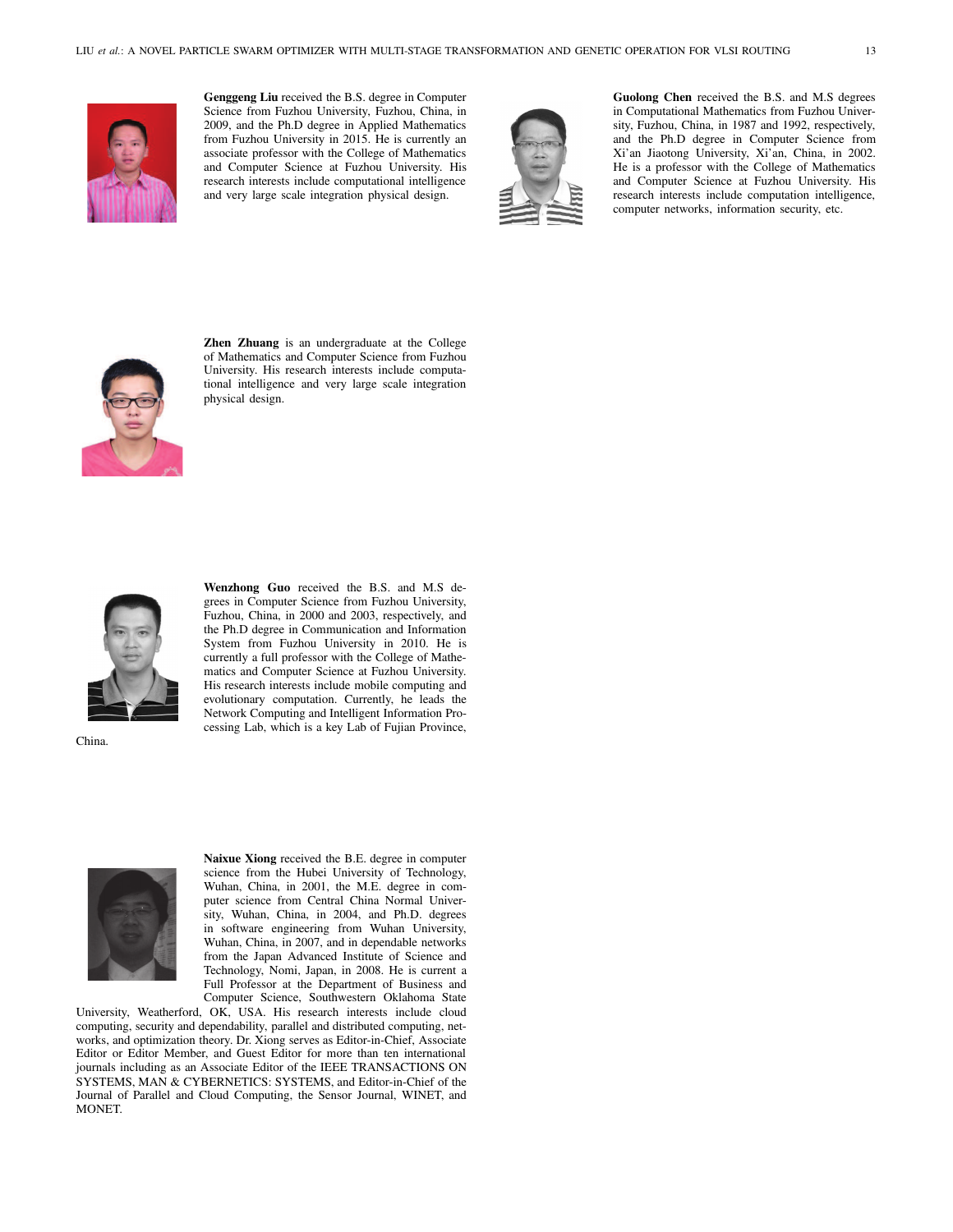**Genggeng Liu** received the B.S. degree in Computer Science from Fuzhou University, Fuzhou, China, in 2009, and the Ph.D degree in Applied Mathematics from Fuzhou University in 2015. He is currently an associate professor with the College of Mathematics and Computer Science at Fuzhou University. His research interests include computational intelligence and very large scale integration physical design.

**Zhen Zhuang** is an undergraduate at the College of Mathematics and Computer Science from Fuzhou University. His research interests include computational intelligence and very large scale integration physical design.

**Wenzhong Guo** received the B.S. and M.S degrees in Computer Science from Fuzhou University, Fuzhou, China, in 2000 and 2003, respectively, and the Ph.D degree in Communication and Information System from Fuzhou University in 2010. He is currently a full professor with the College of Mathematics and Computer Science at Fuzhou University. His research interests include mobile computing and evolutionary computation. Currently, he leads the Network Computing and Intelligent Information Processing Lab, which is a key Lab of Fujian Province, China.

**Naixue Xiong** received the B.E. degree in computer science from the Hubei University of Technology, Wuhan, China, in 2001, the M.E. degree in computer science from Central China Normal University, Wuhan, China, in 2004, and Ph.D. degrees in software engineering from Wuhan University, Wuhan, China, in 2007, and in dependable networks from the Japan Advanced Institute of Science and Technology, Nomi, Japan, in 2008. He is current a Full Professor at the Department of Business and Computer Science, Southwestern Oklahoma State University, Weatherford, OK, USA. His research interests include cloud computing, security and dependability, parallel and distributed computing, networks, and optimization theory. Dr. Xiong serves as Editor-in-Chief, Associate Editor or Editor Member, and Guest Editor for more than ten international journals including as an Associate Editor of the IEEE TRANSACTIONS ON SYSTEMS, MAN & CYBERNETICS: SYSTEMS, and Editor-in-Chief of the Journal of Parallel and Cloud Computing, the Sensor Journal, WINET, and MONET.

**Guolong Chen** received the B.S. and M.S degrees in Computational Mathematics from Fuzhou University, Fuzhou, China, in 1987 and 1992, respectively, and the Ph.D degree in Computer Science from Xi'an Jiaotong University, Xi'an, China, in 2002. He is a professor with the College of Mathematics and Computer Science at Fuzhou University. His research interests include computation intelligence, computer networks, information security, etc.